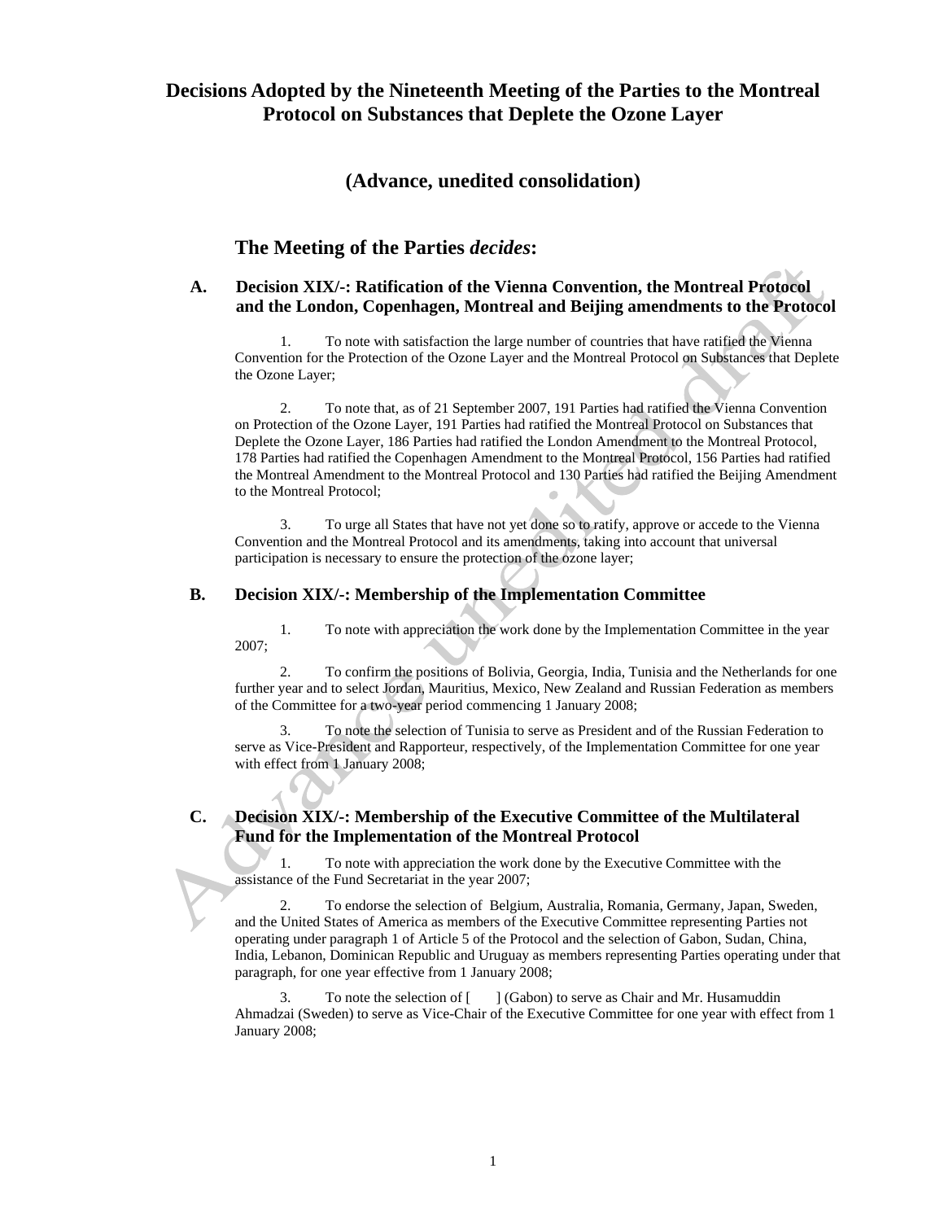# Decisions Adopted by the Nineteenth Meeting of the Parties to the Montreal Protocol on Substances that Deplete the Ozone Layer

## (Advance, unedited consolidation)

## The Meeting of the Parties *decides*:

### A. Decision XIX/-: Ratification of the Vienna Convention, the Montreal Protocol and the London, Copenhagen, Montreal and Beijing amendments to the Protocol

1. To note with satisfaction the large number of countries that have ratified the Vienna Convention for the Protection of the Ozone Layer and the Montreal Protocol on Substances that Deplete the Ozone Layer;

2. To note that, as of 21 September 2007, 191 Parties had ratified the Vienna Convention on Protection of the Ozone Layer, 191 Parties had ratified the Montreal Protocol on Substances that Deplete the Ozone Layer, 186 Parties had ratified the London Amendment to the Montreal Protocol, 178 Parties had ratified the Copenhagen Amendment to the Montreal Protocol, 156 Parties had ratified the Montreal Amendment to the Montreal Protocol and 130 Parties had ratified the Beijing Amendment to the Montreal Protocol;

3. To urge all States that have not yet done so to ratify, approve or accede to the Vienna Convention and the Montreal Protocol and its amendments, taking into account that universal participation is necessary to ensure the protection of the ozone layer;

### B. Decision XIX/-: Membership of the Implementation Committee

1. To note with appreciation the work done by the Implementation Committee in the year 2007;

2. To confirm the positions of Bolivia, Georgia, India, Tunisia and the Netherlands for one further year and to select Jordan, Mauritius, Mexico, New Zealand and Russian Federation as members of the Committee for a two-year period commencing 1 January 2008;

3. To note the selection of Tunisia to serve as President and of the Russian Federation to serve as Vice-President and Rapporteur, respectively, of the Implementation Committee for one year with effect from 1 January 2008;

### C. Decision XIX/-: Membership of the Executive Committee of the Multilateral Fund for the Implementation of the Montreal Protocol

1. To note with appreciation the work done by the Executive Committee with the assistance of the Fund Secretariat in the year 2007;

2. To endorse the selection of Belgium, Australia, Romania, Germany, Japan, Sweden, and the United States of America as members of the Executive Committee representing Parties not operating under paragraph 1 of Article 5 of the Protocol and the selection of Gabon, Sudan, China, India, Lebanon, Dominican Republic and Uruguay as members representing Parties operating under that paragraph, for one year effective from 1 January 2008;

3. To note the selection of [ ] (Gabon) to serve as Chair and Mr. Husamuddin Ahmadzai (Sweden) to serve as Vice-Chair of the Executive Committee for one year with effect from 1 January 2008;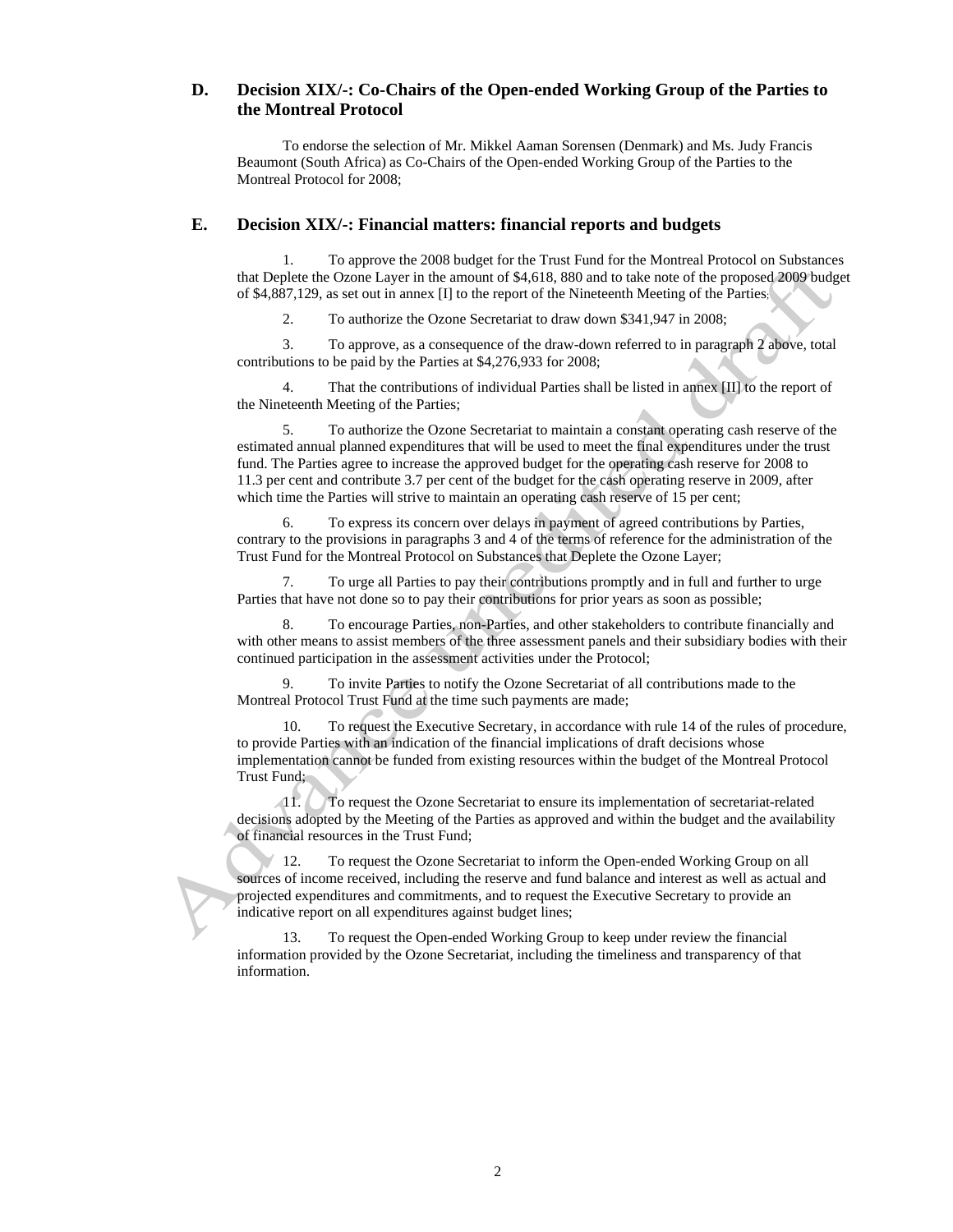## D. Decision XIX/-: Co-Chairs of the Open-ended Working Group of the Parties to the Montreal Protocol

To endorse the selection of Mr. Mikkel Aaman Sorensen (Denmark) and Ms. Judy Francis Beaumont (South Africa) as Co-Chairs of the Open-ended Working Group of the Parties to the Montreal Protocol for 2008;

## E. Decision XIX/-: Financial matters: financial reports and budgets

1. To approve the 2008 budget for the Trust Fund for the Montreal Protocol on Substances that Deplete the Ozone Layer in the amount of $4,618, 880 and to take note of the proposed 2009 budget of $4,887,129, as set out in annex [I] to the report of the Nineteenth Meeting of the Parties;

2. To authorize the Ozone Secretariat to draw down $341,947 in 2008;

3. To approve, as a consequence of the draw-down referred to in paragraph 2 above, total contributions to be paid by the Parties at $4,276,933 for 2008;

4. That the contributions of individual Parties shall be listed in annex [II] to the report of the Nineteenth Meeting of the Parties;

5. To authorize the Ozone Secretariat to maintain a constant operating cash reserve of the estimated annual planned expenditures that will be used to meet the final expenditures under the trust fund. The Parties agree to increase the approved budget for the operating cash reserve for 2008 to 11.3 per cent and contribute 3.7 per cent of the budget for the cash operating reserve in 2009, after which time the Parties will strive to maintain an operating cash reserve of 15 per cent;

6. To express its concern over delays in payment of agreed contributions by Parties, contrary to the provisions in paragraphs 3 and 4 of the terms of reference for the administration of the Trust Fund for the Montreal Protocol on Substances that Deplete the Ozone Layer;

7. To urge all Parties to pay their contributions promptly and in full and further to urge Parties that have not done so to pay their contributions for prior years as soon as possible;

8. To encourage Parties, non-Parties, and other stakeholders to contribute financially and with other means to assist members of the three assessment panels and their subsidiary bodies with their continued participation in the assessment activities under the Protocol;

9. To invite Parties to notify the Ozone Secretariat of all contributions made to the Montreal Protocol Trust Fund at the time such payments are made;

10. To request the Executive Secretary, in accordance with rule 14 of the rules of procedure, to provide Parties with an indication of the financial implications of draft decisions whose implementation cannot be funded from existing resources within the budget of the Montreal Protocol Trust Fund;

11. To request the Ozone Secretariat to ensure its implementation of secretariat-related decisions adopted by the Meeting of the Parties as approved and within the budget and the availability of financial resources in the Trust Fund;

12. To request the Ozone Secretariat to inform the Open-ended Working Group on all sources of income received, including the reserve and fund balance and interest as well as actual and projected expenditures and commitments, and to request the Executive Secretary to provide an indicative report on all expenditures against budget lines;

13. To request the Open-ended Working Group to keep under review the financial information provided by the Ozone Secretariat, including the timeliness and transparency of that information.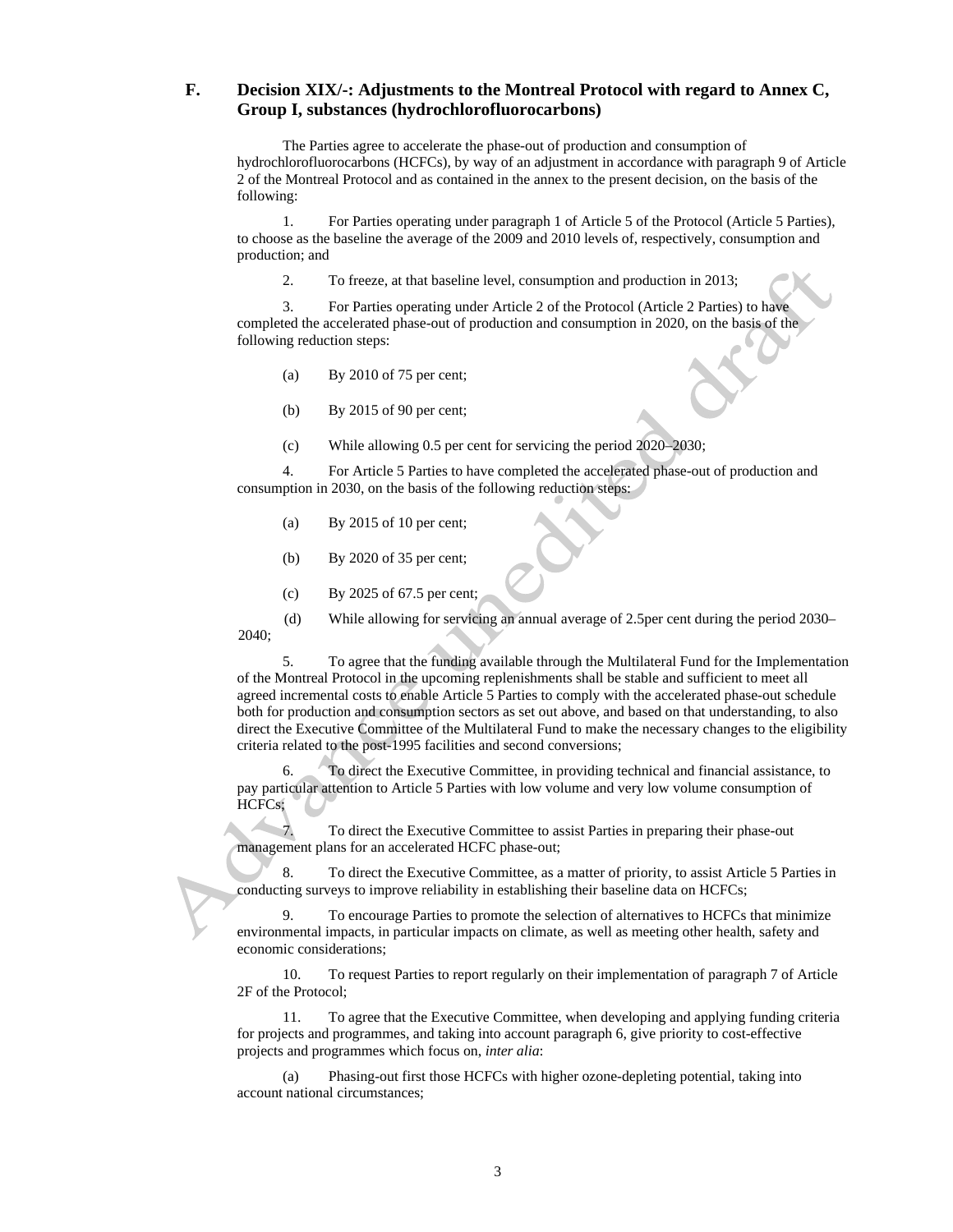## F. Decision XIX/-: Adjustments to the Montreal Protocol with regard to Annex C, Group I, substances (hydrochlorofluorocarbons)

The Parties agree to accelerate the phase-out of production and consumption of hydrochlorofluorocarbons (HCFCs), by way of an adjustment in accordance with paragraph 9 of Article 2 of the Montreal Protocol and as contained in the annex to the present decision, on the basis of the following:

1. For Parties operating under paragraph 1 of Article 5 of the Protocol (Article 5 Parties), to choose as the baseline the average of the 2009 and 2010 levels of, respectively, consumption and production; and

2. To freeze, at that baseline level, consumption and production in 2013;

3. For Parties operating under Article 2 of the Protocol (Article 2 Parties) to have completed the accelerated phase-out of production and consumption in 2020, on the basis of the following reduction steps:

(a) By 2010 of 75 per cent;

(b) By 2015 of 90 per cent;

(c) While allowing 0.5 per cent for servicing the period 2020–2030;

4. For Article 5 Parties to have completed the accelerated phase-out of production and consumption in 2030, on the basis of the following reduction steps:

(a) By 2015 of 10 per cent;

(b) By 2020 of 35 per cent;

(c) By 2025 of 67.5 per cent;

(d) While allowing for servicing an annual average of 2.5per cent during the period 2030–2040;

5. To agree that the funding available through the Multilateral Fund for the Implementation of the Montreal Protocol in the upcoming replenishments shall be stable and sufficient to meet all agreed incremental costs to enable Article 5 Parties to comply with the accelerated phase-out schedule both for production and consumption sectors as set out above, and based on that understanding, to also direct the Executive Committee of the Multilateral Fund to make the necessary changes to the eligibility criteria related to the post-1995 facilities and second conversions;

6. To direct the Executive Committee, in providing technical and financial assistance, to pay particular attention to Article 5 Parties with low volume and very low volume consumption of HCFCs;

7. To direct the Executive Committee to assist Parties in preparing their phase-out management plans for an accelerated HCFC phase-out;

8. To direct the Executive Committee, as a matter of priority, to assist Article 5 Parties in conducting surveys to improve reliability in establishing their baseline data on HCFCs;

9. To encourage Parties to promote the selection of alternatives to HCFCs that minimize environmental impacts, in particular impacts on climate, as well as meeting other health, safety and economic considerations;

10. To request Parties to report regularly on their implementation of paragraph 7 of Article 2F of the Protocol;

11. To agree that the Executive Committee, when developing and applying funding criteria for projects and programmes, and taking into account paragraph 6, give priority to cost-effective projects and programmes which focus on, *inter alia*:

(a) Phasing-out first those HCFCs with higher ozone-depleting potential, taking into account national circumstances;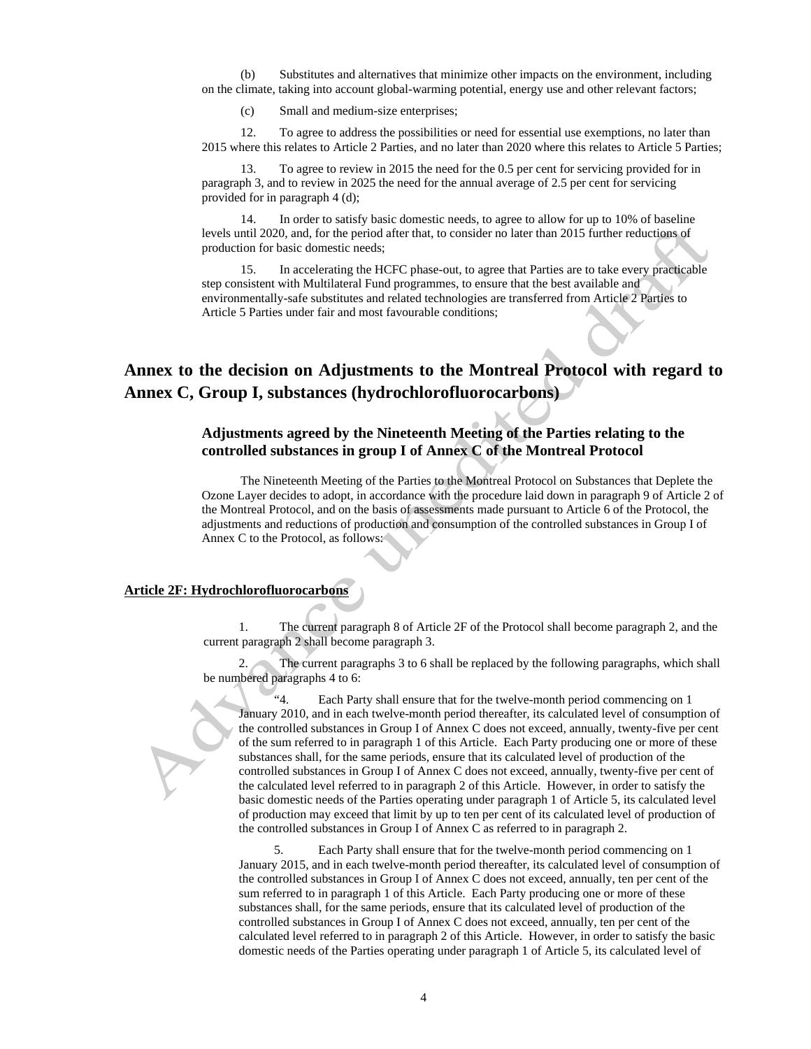(b) Substitutes and alternatives that minimize other impacts on the environment, including on the climate, taking into account global-warming potential, energy use and other relevant factors;

(c) Small and medium-size enterprises;

12. To agree to address the possibilities or need for essential use exemptions, no later than 2015 where this relates to Article 2 Parties, and no later than 2020 where this relates to Article 5 Parties;

13. To agree to review in 2015 the need for the 0.5 per cent for servicing provided for in paragraph 3, and to review in 2025 the need for the annual average of 2.5 per cent for servicing provided for in paragraph 4 (d);

14. In order to satisfy basic domestic needs, to agree to allow for up to 10% of baseline levels until 2020, and, for the period after that, to consider no later than 2015 further reductions of production for basic domestic needs;

15. In accelerating the HCFC phase-out, to agree that Parties are to take every practicable step consistent with Multilateral Fund programmes, to ensure that the best available and environmentally-safe substitutes and related technologies are transferred from Article 2 Parties to Article 5 Parties under fair and most favourable conditions;

# Annex to the decision on Adjustments to the Montreal Protocol with regard to Annex C, Group I, substances (hydrochlorofluorocarbons)

## Adjustments agreed by the Nineteenth Meeting of the Parties relating to the controlled substances in group I of Annex C of the Montreal Protocol

The Nineteenth Meeting of the Parties to the Montreal Protocol on Substances that Deplete the Ozone Layer decides to adopt, in accordance with the procedure laid down in paragraph 9 of Article 2 of the Montreal Protocol, and on the basis of assessments made pursuant to Article 6 of the Protocol, the adjustments and reductions of production and consumption of the controlled substances in Group I of Annex C to the Protocol, as follows:

**Article 2F: Hydrochlorofluorocarbons**

1. The current paragraph 8 of Article 2F of the Protocol shall become paragraph 2, and the current paragraph 2 shall become paragraph 3.

2. The current paragraphs 3 to 6 shall be replaced by the following paragraphs, which shall be numbered paragraphs 4 to 6:

> "4. Each Party shall ensure that for the twelve-month period commencing on 1 January 2010, and in each twelve-month period thereafter, its calculated level of consumption of the controlled substances in Group I of Annex C does not exceed, annually, twenty-five per cent of the sum referred to in paragraph 1 of this Article. Each Party producing one or more of these substances shall, for the same periods, ensure that its calculated level of production of the controlled substances in Group I of Annex C does not exceed, annually, twenty-five per cent of the calculated level referred to in paragraph 2 of this Article. However, in order to satisfy the basic domestic needs of the Parties operating under paragraph 1 of Article 5, its calculated level of production may exceed that limit by up to ten per cent of its calculated level of production of the controlled substances in Group I of Annex C as referred to in paragraph 2.
>
> 5. Each Party shall ensure that for the twelve-month period commencing on 1 January 2015, and in each twelve-month period thereafter, its calculated level of consumption of the controlled substances in Group I of Annex C does not exceed, annually, ten per cent of the sum referred to in paragraph 1 of this Article. Each Party producing one or more of these substances shall, for the same periods, ensure that its calculated level of production of the controlled substances in Group I of Annex C does not exceed, annually, ten per cent of the calculated level referred to in paragraph 2 of this Article. However, in order to satisfy the basic domestic needs of the Parties operating under paragraph 1 of Article 5, its calculated level of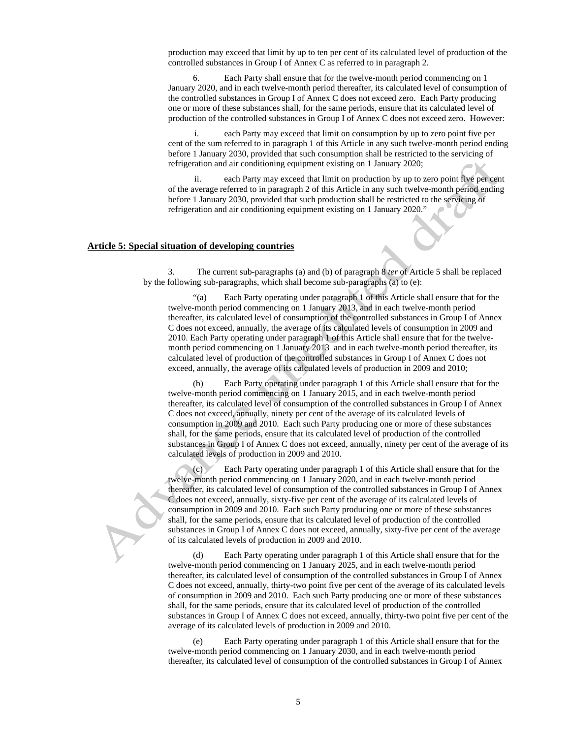production may exceed that limit by up to ten per cent of its calculated level of production of the controlled substances in Group I of Annex C as referred to in paragraph 2.

6. Each Party shall ensure that for the twelve-month period commencing on 1 January 2020, and in each twelve-month period thereafter, its calculated level of consumption of the controlled substances in Group I of Annex C does not exceed zero. Each Party producing one or more of these substances shall, for the same periods, ensure that its calculated level of production of the controlled substances in Group I of Annex C does not exceed zero. However:

i. each Party may exceed that limit on consumption by up to zero point five per cent of the sum referred to in paragraph 1 of this Article in any such twelve-month period ending before 1 January 2030, provided that such consumption shall be restricted to the servicing of refrigeration and air conditioning equipment existing on 1 January 2020;

ii. each Party may exceed that limit on production by up to zero point five per cent of the average referred to in paragraph 2 of this Article in any such twelve-month period ending before 1 January 2030, provided that such production shall be restricted to the servicing of refrigeration and air conditioning equipment existing on 1 January 2020."

## Article 5: Special situation of developing countries

3. The current sub-paragraphs (a) and (b) of paragraph 8 *ter* of Article 5 shall be replaced by the following sub-paragraphs, which shall become sub-paragraphs (a) to (e):

"(a) Each Party operating under paragraph 1 of this Article shall ensure that for the twelve-month period commencing on 1 January 2013, and in each twelve-month period thereafter, its calculated level of consumption of the controlled substances in Group I of Annex C does not exceed, annually, the average of its calculated levels of consumption in 2009 and 2010. Each Party operating under paragraph 1 of this Article shall ensure that for the twelve-month period commencing on 1 January 2013 and in each twelve-month period thereafter, its calculated level of production of the controlled substances in Group I of Annex C does not exceed, annually, the average of its calculated levels of production in 2009 and 2010;

(b) Each Party operating under paragraph 1 of this Article shall ensure that for the twelve-month period commencing on 1 January 2015, and in each twelve-month period thereafter, its calculated level of consumption of the controlled substances in Group I of Annex C does not exceed, annually, ninety per cent of the average of its calculated levels of consumption in 2009 and 2010. Each such Party producing one or more of these substances shall, for the same periods, ensure that its calculated level of production of the controlled substances in Group I of Annex C does not exceed, annually, ninety per cent of the average of its calculated levels of production in 2009 and 2010.

(c) Each Party operating under paragraph 1 of this Article shall ensure that for the twelve-month period commencing on 1 January 2020, and in each twelve-month period thereafter, its calculated level of consumption of the controlled substances in Group I of Annex C does not exceed, annually, sixty-five per cent of the average of its calculated levels of consumption in 2009 and 2010. Each such Party producing one or more of these substances shall, for the same periods, ensure that its calculated level of production of the controlled substances in Group I of Annex C does not exceed, annually, sixty-five per cent of the average of its calculated levels of production in 2009 and 2010.

(d) Each Party operating under paragraph 1 of this Article shall ensure that for the twelve-month period commencing on 1 January 2025, and in each twelve-month period thereafter, its calculated level of consumption of the controlled substances in Group I of Annex C does not exceed, annually, thirty-two point five per cent of the average of its calculated levels of consumption in 2009 and 2010. Each such Party producing one or more of these substances shall, for the same periods, ensure that its calculated level of production of the controlled substances in Group I of Annex C does not exceed, annually, thirty-two point five per cent of the average of its calculated levels of production in 2009 and 2010.

(e) Each Party operating under paragraph 1 of this Article shall ensure that for the twelve-month period commencing on 1 January 2030, and in each twelve-month period thereafter, its calculated level of consumption of the controlled substances in Group I of Annex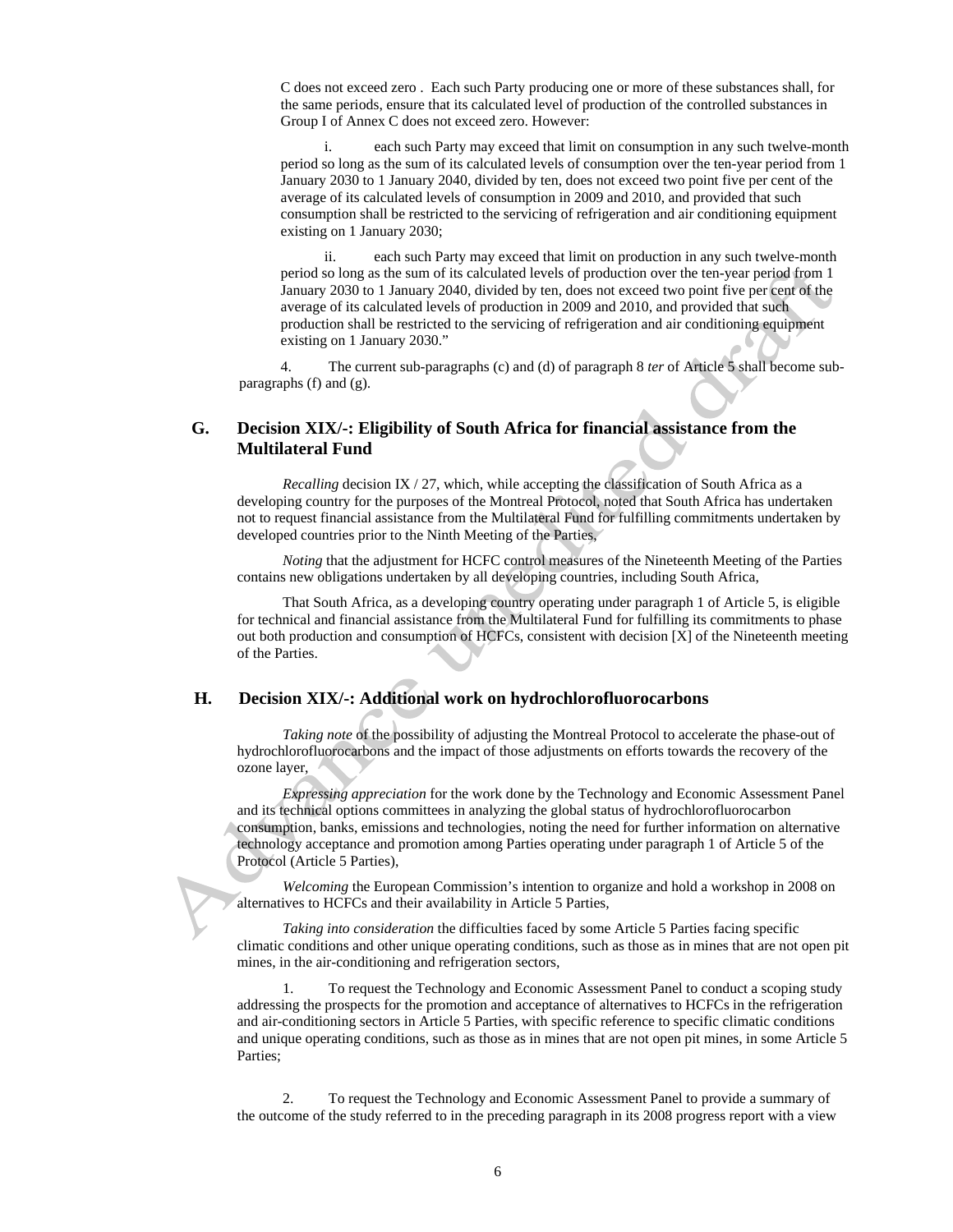C does not exceed zero . Each such Party producing one or more of these substances shall, for the same periods, ensure that its calculated level of production of the controlled substances in Group I of Annex C does not exceed zero. However:

i. each such Party may exceed that limit on consumption in any such twelve-month period so long as the sum of its calculated levels of consumption over the ten-year period from 1 January 2030 to 1 January 2040, divided by ten, does not exceed two point five per cent of the average of its calculated levels of consumption in 2009 and 2010, and provided that such consumption shall be restricted to the servicing of refrigeration and air conditioning equipment existing on 1 January 2030;

ii. each such Party may exceed that limit on production in any such twelve-month period so long as the sum of its calculated levels of production over the ten-year period from 1 January 2030 to 1 January 2040, divided by ten, does not exceed two point five per cent of the average of its calculated levels of production in 2009 and 2010, and provided that such production shall be restricted to the servicing of refrigeration and air conditioning equipment existing on 1 January 2030."

4. The current sub-paragraphs (c) and (d) of paragraph 8 *ter* of Article 5 shall become sub-paragraphs (f) and (g).

## G. Decision XIX/-: Eligibility of South Africa for financial assistance from the Multilateral Fund

*Recalling* decision IX / 27, which, while accepting the classification of South Africa as a developing country for the purposes of the Montreal Protocol, noted that South Africa has undertaken not to request financial assistance from the Multilateral Fund for fulfilling commitments undertaken by developed countries prior to the Ninth Meeting of the Parties,

*Noting* that the adjustment for HCFC control measures of the Nineteenth Meeting of the Parties contains new obligations undertaken by all developing countries, including South Africa,

That South Africa, as a developing country operating under paragraph 1 of Article 5, is eligible for technical and financial assistance from the Multilateral Fund for fulfilling its commitments to phase out both production and consumption of HCFCs, consistent with decision [X] of the Nineteenth meeting of the Parties.

## H. Decision XIX/-: Additional work on hydrochlorofluorocarbons

*Taking note* of the possibility of adjusting the Montreal Protocol to accelerate the phase-out of hydrochlorofluorocarbons and the impact of those adjustments on efforts towards the recovery of the ozone layer,

*Expressing appreciation* for the work done by the Technology and Economic Assessment Panel and its technical options committees in analyzing the global status of hydrochlorofluorocarbon consumption, banks, emissions and technologies, noting the need for further information on alternative technology acceptance and promotion among Parties operating under paragraph 1 of Article 5 of the Protocol (Article 5 Parties),

*Welcoming* the European Commission's intention to organize and hold a workshop in 2008 on alternatives to HCFCs and their availability in Article 5 Parties,

*Taking into consideration* the difficulties faced by some Article 5 Parties facing specific climatic conditions and other unique operating conditions, such as those as in mines that are not open pit mines, in the air-conditioning and refrigeration sectors,

1. To request the Technology and Economic Assessment Panel to conduct a scoping study addressing the prospects for the promotion and acceptance of alternatives to HCFCs in the refrigeration and air-conditioning sectors in Article 5 Parties, with specific reference to specific climatic conditions and unique operating conditions, such as those as in mines that are not open pit mines, in some Article 5 Parties;

2. To request the Technology and Economic Assessment Panel to provide a summary of the outcome of the study referred to in the preceding paragraph in its 2008 progress report with a view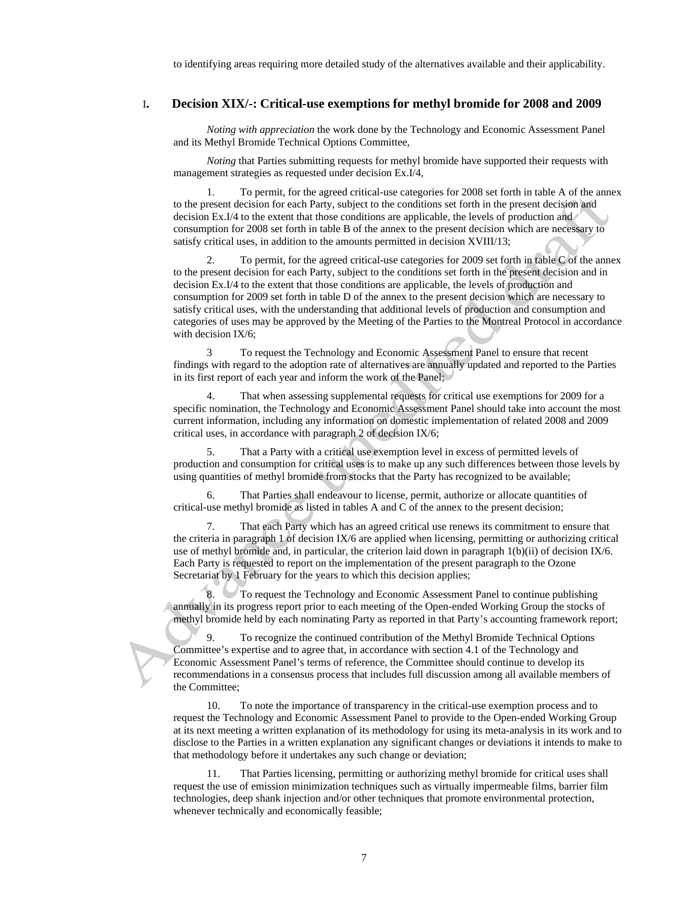to identifying areas requiring more detailed study of the alternatives available and their applicability.

## I. Decision XIX/-: Critical-use exemptions for methyl bromide for 2008 and 2009

*Noting with appreciation* the work done by the Technology and Economic Assessment Panel and its Methyl Bromide Technical Options Committee,

*Noting* that Parties submitting requests for methyl bromide have supported their requests with management strategies as requested under decision Ex.I/4,

1. To permit, for the agreed critical-use categories for 2008 set forth in table A of the annex to the present decision for each Party, subject to the conditions set forth in the present decision and decision Ex.I/4 to the extent that those conditions are applicable, the levels of production and consumption for 2008 set forth in table B of the annex to the present decision which are necessary to satisfy critical uses, in addition to the amounts permitted in decision XVIII/13;

2. To permit, for the agreed critical-use categories for 2009 set forth in table C of the annex to the present decision for each Party, subject to the conditions set forth in the present decision and in decision Ex.I/4 to the extent that those conditions are applicable, the levels of production and consumption for 2009 set forth in table D of the annex to the present decision which are necessary to satisfy critical uses, with the understanding that additional levels of production and consumption and categories of uses may be approved by the Meeting of the Parties to the Montreal Protocol in accordance with decision IX/6;

3 To request the Technology and Economic Assessment Panel to ensure that recent findings with regard to the adoption rate of alternatives are annually updated and reported to the Parties in its first report of each year and inform the work of the Panel;

4. That when assessing supplemental requests for critical use exemptions for 2009 for a specific nomination, the Technology and Economic Assessment Panel should take into account the most current information, including any information on domestic implementation of related 2008 and 2009 critical uses, in accordance with paragraph 2 of decision IX/6;

5. That a Party with a critical use exemption level in excess of permitted levels of production and consumption for critical uses is to make up any such differences between those levels by using quantities of methyl bromide from stocks that the Party has recognized to be available;

6. That Parties shall endeavour to license, permit, authorize or allocate quantities of critical-use methyl bromide as listed in tables A and C of the annex to the present decision;

7. That each Party which has an agreed critical use renews its commitment to ensure that the criteria in paragraph 1 of decision IX/6 are applied when licensing, permitting or authorizing critical use of methyl bromide and, in particular, the criterion laid down in paragraph 1(b)(ii) of decision IX/6. Each Party is requested to report on the implementation of the present paragraph to the Ozone Secretariat by 1 February for the years to which this decision applies;

8. To request the Technology and Economic Assessment Panel to continue publishing annually in its progress report prior to each meeting of the Open-ended Working Group the stocks of methyl bromide held by each nominating Party as reported in that Party's accounting framework report;

9. To recognize the continued contribution of the Methyl Bromide Technical Options Committee's expertise and to agree that, in accordance with section 4.1 of the Technology and Economic Assessment Panel's terms of reference, the Committee should continue to develop its recommendations in a consensus process that includes full discussion among all available members of the Committee;

10. To note the importance of transparency in the critical-use exemption process and to request the Technology and Economic Assessment Panel to provide to the Open-ended Working Group at its next meeting a written explanation of its methodology for using its meta-analysis in its work and to disclose to the Parties in a written explanation any significant changes or deviations it intends to make to that methodology before it undertakes any such change or deviation;

11. That Parties licensing, permitting or authorizing methyl bromide for critical uses shall request the use of emission minimization techniques such as virtually impermeable films, barrier film technologies, deep shank injection and/or other techniques that promote environmental protection, whenever technically and economically feasible;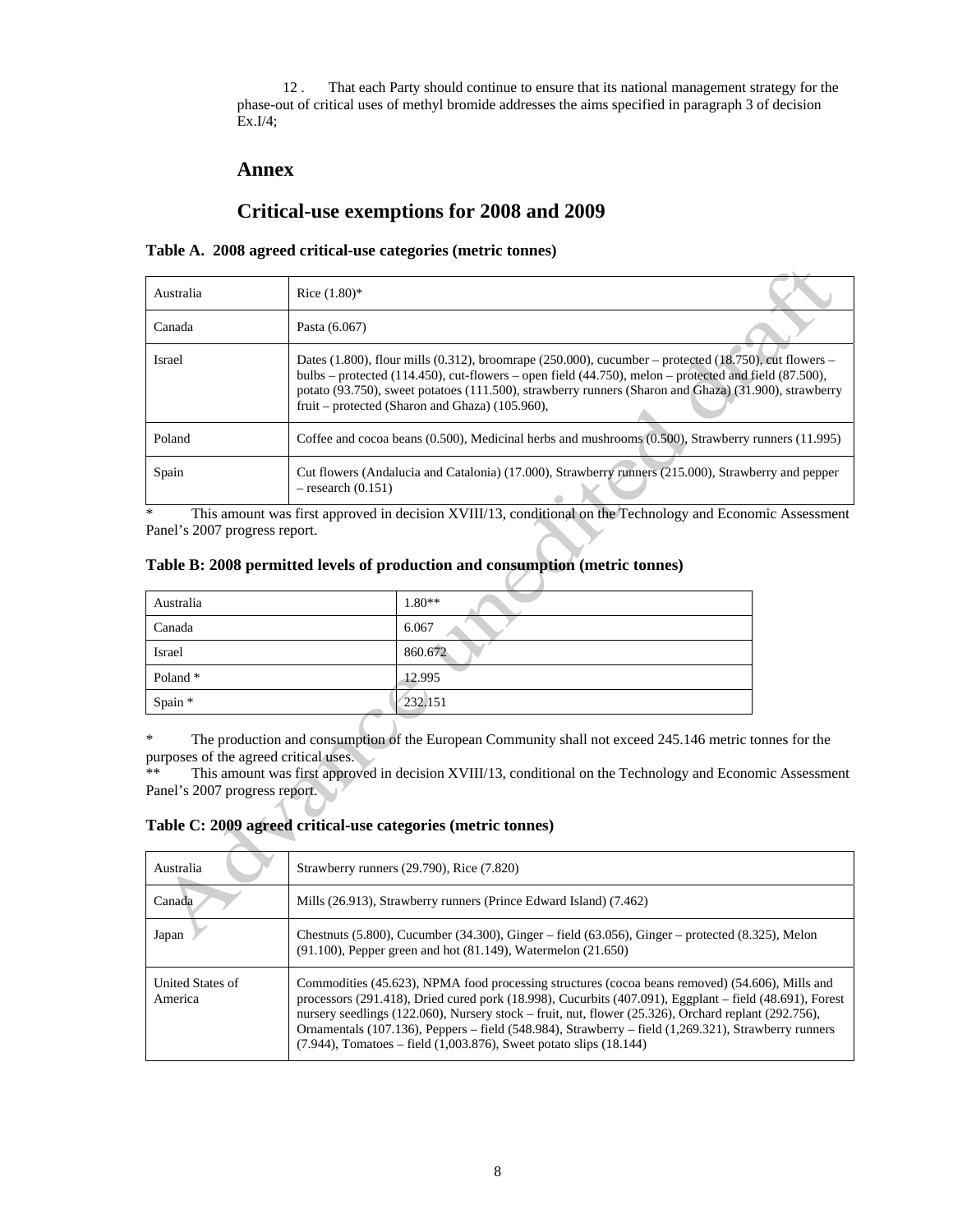12 . That each Party should continue to ensure that its national management strategy for the phase-out of critical uses of methyl bromide addresses the aims specified in paragraph 3 of decision Ex.I/4;

## Annex

## Critical-use exemptions for 2008 and 2009

**Table A. 2008 agreed critical-use categories (metric tonnes)**

| | |
|---|---|
| Australia | Rice (1.80)* |
| Canada | Pasta (6.067) |
| Israel | Dates (1.800), flour mills (0.312), broomrape (250.000), cucumber – protected (18.750), cut flowers – bulbs – protected (114.450), cut-flowers – open field (44.750), melon – protected and field (87.500), potato (93.750), sweet potatoes (111.500), strawberry runners (Sharon and Ghaza) (31.900), strawberry fruit – protected (Sharon and Ghaza) (105.960), |
| Poland | Coffee and cocoa beans (0.500), Medicinal herbs and mushrooms (0.500), Strawberry runners (11.995) |
| Spain | Cut flowers (Andalucia and Catalonia) (17.000), Strawberry runners (215.000), Strawberry and pepper – research (0.151) |

\* This amount was first approved in decision XVIII/13, conditional on the Technology and Economic Assessment Panel's 2007 progress report.

**Table B: 2008 permitted levels of production and consumption (metric tonnes)**

| | |
|---|---|
| Australia | 1.80** |
| Canada | 6.067 |
| Israel | 860.672 |
| Poland * | 12.995 |
| Spain * | 232.151 |

\* The production and consumption of the European Community shall not exceed 245.146 metric tonnes for the purposes of the agreed critical uses.

\** This amount was first approved in decision XVIII/13, conditional on the Technology and Economic Assessment Panel's 2007 progress report.

**Table C: 2009 agreed critical-use categories (metric tonnes)**

| | |
|---|---|
| Australia | Strawberry runners (29.790), Rice (7.820) |
| Canada | Mills (26.913), Strawberry runners (Prince Edward Island) (7.462) |
| Japan | Chestnuts (5.800), Cucumber (34.300), Ginger – field (63.056), Ginger – protected (8.325), Melon (91.100), Pepper green and hot (81.149), Watermelon (21.650) |
| United States of America | Commodities (45.623), NPMA food processing structures (cocoa beans removed) (54.606), Mills and processors (291.418), Dried cured pork (18.998), Cucurbits (407.091), Eggplant – field (48.691), Forest nursery seedlings (122.060), Nursery stock – fruit, nut, flower (25.326), Orchard replant (292.756), Ornamentals (107.136), Peppers – field (548.984), Strawberry – field (1,269.321), Strawberry runners (7.944), Tomatoes – field (1,003.876), Sweet potato slips (18.144) |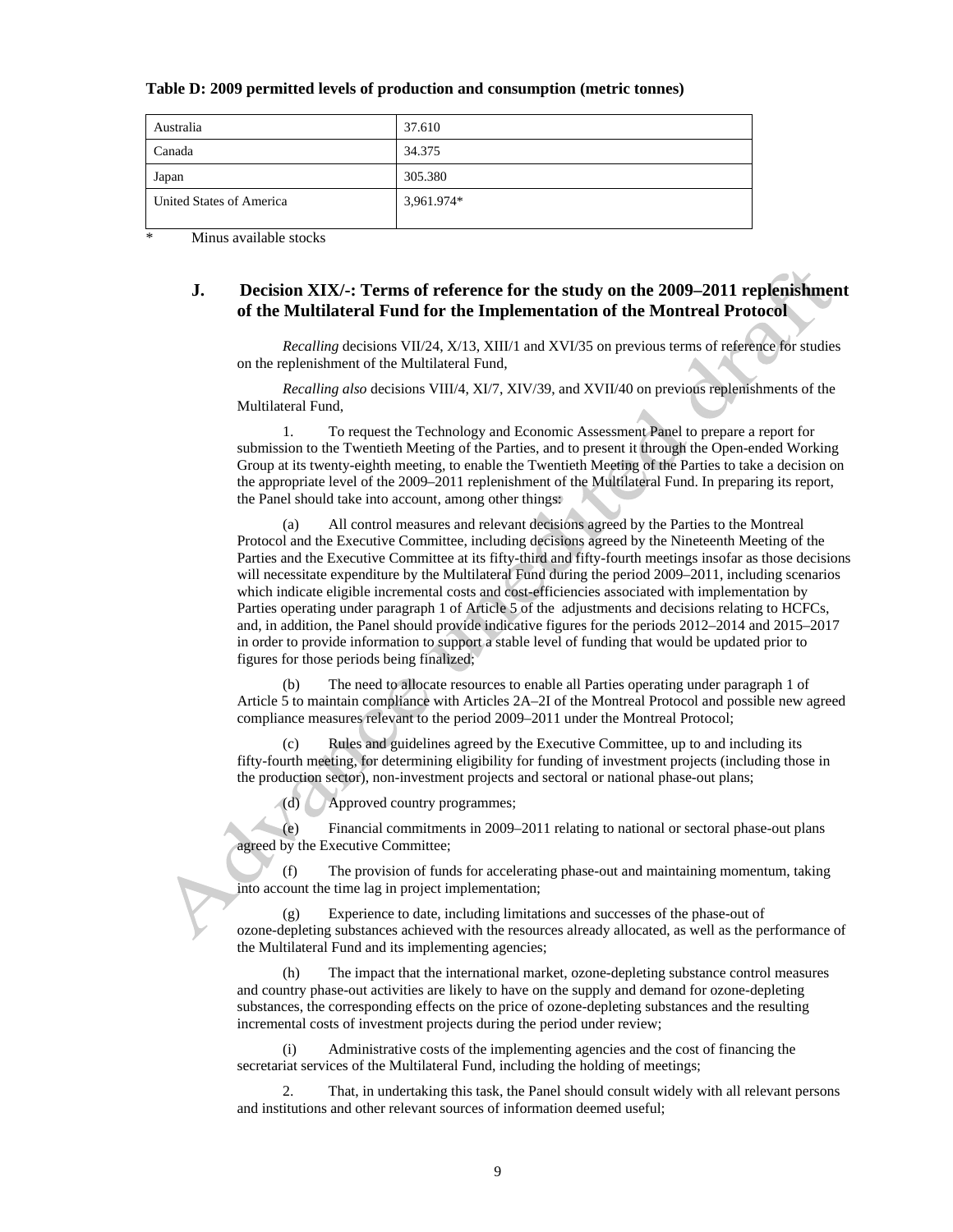**Table D: 2009 permitted levels of production and consumption (metric tonnes)**

| Australia | 37.610 |
|---|---|
| Canada | 34.375 |
| Japan | 305.380 |
| United States of America | 3,961.974* |

\* Minus available stocks

### J. Decision XIX/-: Terms of reference for the study on the 2009–2011 replenishment of the Multilateral Fund for the Implementation of the Montreal Protocol

*Recalling* decisions VII/24, X/13, XIII/1 and XVI/35 on previous terms of reference for studies on the replenishment of the Multilateral Fund,

*Recalling also* decisions VIII/4, XI/7, XIV/39, and XVII/40 on previous replenishments of the Multilateral Fund,

1. To request the Technology and Economic Assessment Panel to prepare a report for submission to the Twentieth Meeting of the Parties, and to present it through the Open-ended Working Group at its twenty-eighth meeting, to enable the Twentieth Meeting of the Parties to take a decision on the appropriate level of the 2009–2011 replenishment of the Multilateral Fund. In preparing its report, the Panel should take into account, among other things:

(a) All control measures and relevant decisions agreed by the Parties to the Montreal Protocol and the Executive Committee, including decisions agreed by the Nineteenth Meeting of the Parties and the Executive Committee at its fifty-third and fifty-fourth meetings insofar as those decisions will necessitate expenditure by the Multilateral Fund during the period 2009–2011, including scenarios which indicate eligible incremental costs and cost-efficiencies associated with implementation by Parties operating under paragraph 1 of Article 5 of the adjustments and decisions relating to HCFCs, and, in addition, the Panel should provide indicative figures for the periods 2012–2014 and 2015–2017 in order to provide information to support a stable level of funding that would be updated prior to figures for those periods being finalized;

(b) The need to allocate resources to enable all Parties operating under paragraph 1 of Article 5 to maintain compliance with Articles 2A–2I of the Montreal Protocol and possible new agreed compliance measures relevant to the period 2009–2011 under the Montreal Protocol;

(c) Rules and guidelines agreed by the Executive Committee, up to and including its fifty-fourth meeting, for determining eligibility for funding of investment projects (including those in the production sector), non-investment projects and sectoral or national phase-out plans;

(d) Approved country programmes;

(e) Financial commitments in 2009–2011 relating to national or sectoral phase-out plans agreed by the Executive Committee;

(f) The provision of funds for accelerating phase-out and maintaining momentum, taking into account the time lag in project implementation;

(g) Experience to date, including limitations and successes of the phase-out of ozone-depleting substances achieved with the resources already allocated, as well as the performance of the Multilateral Fund and its implementing agencies;

(h) The impact that the international market, ozone-depleting substance control measures and country phase-out activities are likely to have on the supply and demand for ozone-depleting substances, the corresponding effects on the price of ozone-depleting substances and the resulting incremental costs of investment projects during the period under review;

(i) Administrative costs of the implementing agencies and the cost of financing the secretariat services of the Multilateral Fund, including the holding of meetings;

2. That, in undertaking this task, the Panel should consult widely with all relevant persons and institutions and other relevant sources of information deemed useful;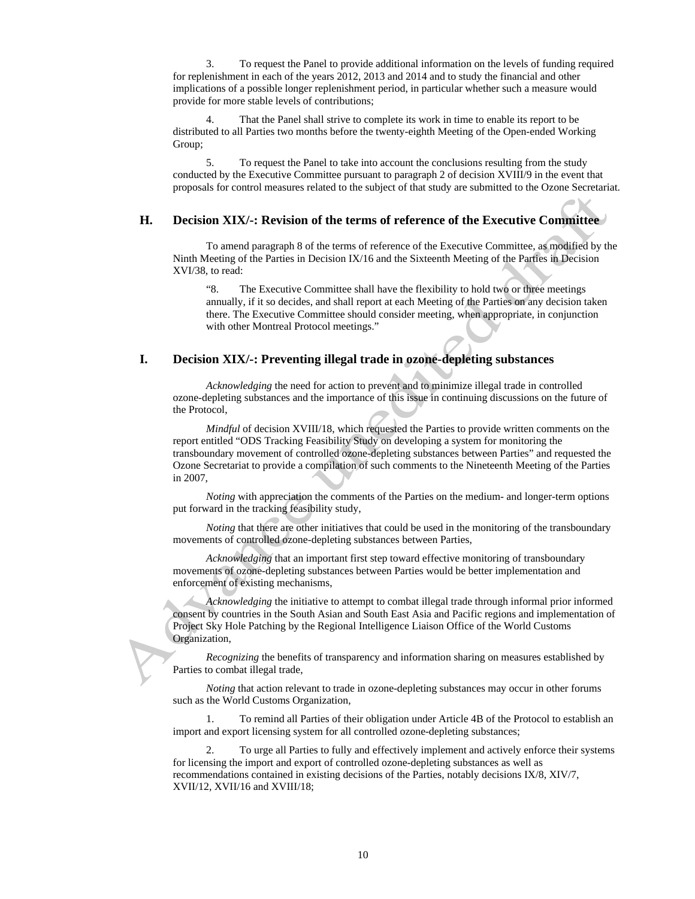3. To request the Panel to provide additional information on the levels of funding required for replenishment in each of the years 2012, 2013 and 2014 and to study the financial and other implications of a possible longer replenishment period, in particular whether such a measure would provide for more stable levels of contributions;

4. That the Panel shall strive to complete its work in time to enable its report to be distributed to all Parties two months before the twenty-eighth Meeting of the Open-ended Working Group;

5. To request the Panel to take into account the conclusions resulting from the study conducted by the Executive Committee pursuant to paragraph 2 of decision XVIII/9 in the event that proposals for control measures related to the subject of that study are submitted to the Ozone Secretariat.

## H. Decision XIX/-: Revision of the terms of reference of the Executive Committee

To amend paragraph 8 of the terms of reference of the Executive Committee, as modified by the Ninth Meeting of the Parties in Decision IX/16 and the Sixteenth Meeting of the Parties in Decision XVI/38, to read:

> "8. The Executive Committee shall have the flexibility to hold two or three meetings annually, if it so decides, and shall report at each Meeting of the Parties on any decision taken there. The Executive Committee should consider meeting, when appropriate, in conjunction with other Montreal Protocol meetings."

## I. Decision XIX/-: Preventing illegal trade in ozone-depleting substances

*Acknowledging* the need for action to prevent and to minimize illegal trade in controlled ozone-depleting substances and the importance of this issue in continuing discussions on the future of the Protocol,

*Mindful* of decision XVIII/18, which requested the Parties to provide written comments on the report entitled "ODS Tracking Feasibility Study on developing a system for monitoring the transboundary movement of controlled ozone-depleting substances between Parties" and requested the Ozone Secretariat to provide a compilation of such comments to the Nineteenth Meeting of the Parties in 2007,

*Noting* with appreciation the comments of the Parties on the medium- and longer-term options put forward in the tracking feasibility study,

*Noting* that there are other initiatives that could be used in the monitoring of the transboundary movements of controlled ozone-depleting substances between Parties,

*Acknowledging* that an important first step toward effective monitoring of transboundary movements of ozone-depleting substances between Parties would be better implementation and enforcement of existing mechanisms,

*Acknowledging* the initiative to attempt to combat illegal trade through informal prior informed consent by countries in the South Asian and South East Asia and Pacific regions and implementation of Project Sky Hole Patching by the Regional Intelligence Liaison Office of the World Customs Organization,

*Recognizing* the benefits of transparency and information sharing on measures established by Parties to combat illegal trade,

*Noting* that action relevant to trade in ozone-depleting substances may occur in other forums such as the World Customs Organization,

1. To remind all Parties of their obligation under Article 4B of the Protocol to establish an import and export licensing system for all controlled ozone-depleting substances;

2. To urge all Parties to fully and effectively implement and actively enforce their systems for licensing the import and export of controlled ozone-depleting substances as well as recommendations contained in existing decisions of the Parties, notably decisions IX/8, XIV/7, XVII/12, XVII/16 and XVIII/18;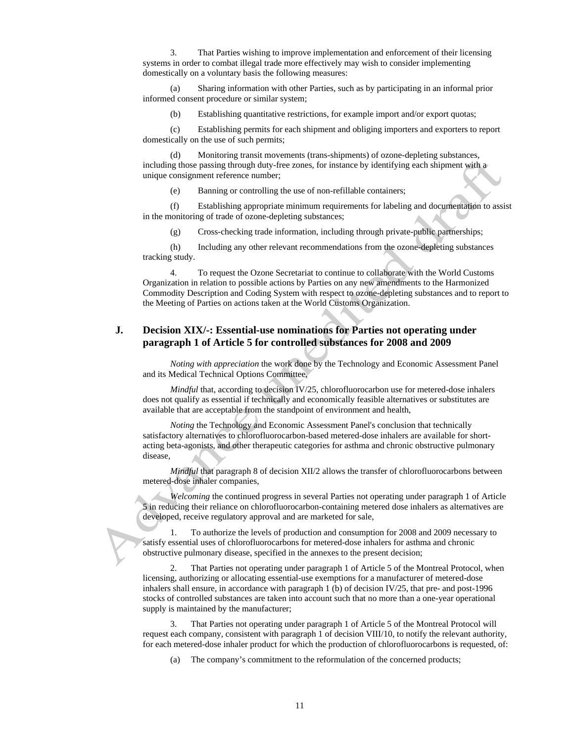3. That Parties wishing to improve implementation and enforcement of their licensing systems in order to combat illegal trade more effectively may wish to consider implementing domestically on a voluntary basis the following measures:

(a) Sharing information with other Parties, such as by participating in an informal prior informed consent procedure or similar system;

(b) Establishing quantitative restrictions, for example import and/or export quotas;

(c) Establishing permits for each shipment and obliging importers and exporters to report domestically on the use of such permits;

(d) Monitoring transit movements (trans-shipments) of ozone-depleting substances, including those passing through duty-free zones, for instance by identifying each shipment with a unique consignment reference number;

(e) Banning or controlling the use of non-refillable containers;

(f) Establishing appropriate minimum requirements for labeling and documentation to assist in the monitoring of trade of ozone-depleting substances;

(g) Cross-checking trade information, including through private-public partnerships;

(h) Including any other relevant recommendations from the ozone-depleting substances tracking study.

4. To request the Ozone Secretariat to continue to collaborate with the World Customs Organization in relation to possible actions by Parties on any new amendments to the Harmonized Commodity Description and Coding System with respect to ozone-depleting substances and to report to the Meeting of Parties on actions taken at the World Customs Organization.

## J. Decision XIX/-: Essential-use nominations for Parties not operating under paragraph 1 of Article 5 for controlled substances for 2008 and 2009

*Noting with appreciation* the work done by the Technology and Economic Assessment Panel and its Medical Technical Options Committee,

*Mindful* that, according to decision IV/25, chlorofluorocarbon use for metered-dose inhalers does not qualify as essential if technically and economically feasible alternatives or substitutes are available that are acceptable from the standpoint of environment and health,

*Noting* the Technology and Economic Assessment Panel's conclusion that technically satisfactory alternatives to chlorofluorocarbon-based metered-dose inhalers are available for short-acting beta-agonists, and other therapeutic categories for asthma and chronic obstructive pulmonary disease,

*Mindful* that paragraph 8 of decision XII/2 allows the transfer of chlorofluorocarbons between metered-dose inhaler companies,

*Welcoming* the continued progress in several Parties not operating under paragraph 1 of Article 5 in reducing their reliance on chlorofluorocarbon-containing metered dose inhalers as alternatives are developed, receive regulatory approval and are marketed for sale,

1. To authorize the levels of production and consumption for 2008 and 2009 necessary to satisfy essential uses of chlorofluorocarbons for metered-dose inhalers for asthma and chronic obstructive pulmonary disease, specified in the annexes to the present decision;

2. That Parties not operating under paragraph 1 of Article 5 of the Montreal Protocol, when licensing, authorizing or allocating essential-use exemptions for a manufacturer of metered-dose inhalers shall ensure, in accordance with paragraph 1 (b) of decision IV/25, that pre- and post-1996 stocks of controlled substances are taken into account such that no more than a one-year operational supply is maintained by the manufacturer;

3. That Parties not operating under paragraph 1 of Article 5 of the Montreal Protocol will request each company, consistent with paragraph 1 of decision VIII/10, to notify the relevant authority, for each metered-dose inhaler product for which the production of chlorofluorocarbons is requested, of:

(a) The company's commitment to the reformulation of the concerned products;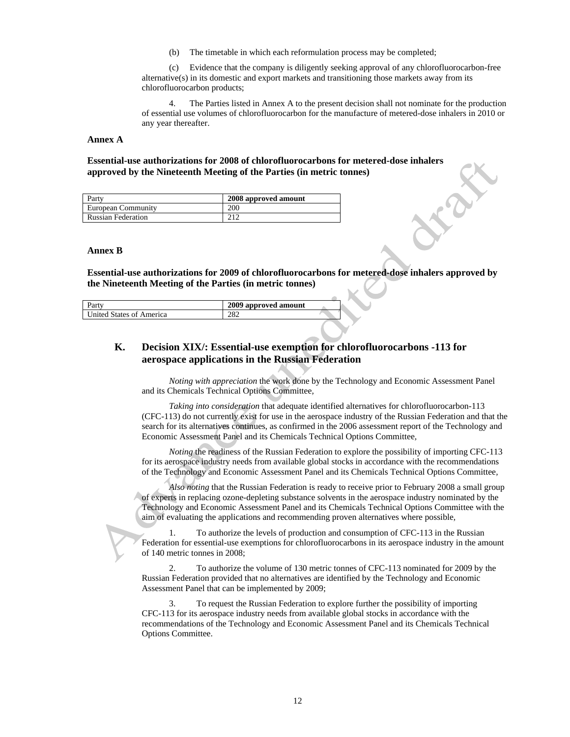(b) The timetable in which each reformulation process may be completed;

(c) Evidence that the company is diligently seeking approval of any chlorofluorocarbon-free alternative(s) in its domestic and export markets and transitioning those markets away from its chlorofluorocarbon products;

4. The Parties listed in Annex A to the present decision shall not nominate for the production of essential use volumes of chlorofluorocarbon for the manufacture of metered-dose inhalers in 2010 or any year thereafter.

**Annex A**

**Essential-use authorizations for 2008 of chlorofluorocarbons for metered-dose inhalers approved by the Nineteenth Meeting of the Parties (in metric tonnes)**

| Party | 2008 approved amount |
|---|---|
| European Community | 200 |
| Russian Federation | 212 |

**Annex B**

**Essential-use authorizations for 2009 of chlorofluorocarbons for metered-dose inhalers approved by the Nineteenth Meeting of the Parties (in metric tonnes)**

| Party | 2009 approved amount |
|---|---|
| United States of America | 282 |

## K. Decision XIX/: Essential-use exemption for chlorofluorocarbons -113 for aerospace applications in the Russian Federation

*Noting with appreciation* the work done by the Technology and Economic Assessment Panel and its Chemicals Technical Options Committee,

*Taking into consideration* that adequate identified alternatives for chlorofluorocarbon-113 (CFC-113) do not currently exist for use in the aerospace industry of the Russian Federation and that the search for its alternatives continues, as confirmed in the 2006 assessment report of the Technology and Economic Assessment Panel and its Chemicals Technical Options Committee,

*Noting* the readiness of the Russian Federation to explore the possibility of importing CFC-113 for its aerospace industry needs from available global stocks in accordance with the recommendations of the Technology and Economic Assessment Panel and its Chemicals Technical Options Committee,

*Also noting* that the Russian Federation is ready to receive prior to February 2008 a small group of experts in replacing ozone-depleting substance solvents in the aerospace industry nominated by the Technology and Economic Assessment Panel and its Chemicals Technical Options Committee with the aim of evaluating the applications and recommending proven alternatives where possible,

1. To authorize the levels of production and consumption of CFC-113 in the Russian Federation for essential-use exemptions for chlorofluorocarbons in its aerospace industry in the amount of 140 metric tonnes in 2008;

2. To authorize the volume of 130 metric tonnes of CFC-113 nominated for 2009 by the Russian Federation provided that no alternatives are identified by the Technology and Economic Assessment Panel that can be implemented by 2009;

3. To request the Russian Federation to explore further the possibility of importing CFC-113 for its aerospace industry needs from available global stocks in accordance with the recommendations of the Technology and Economic Assessment Panel and its Chemicals Technical Options Committee.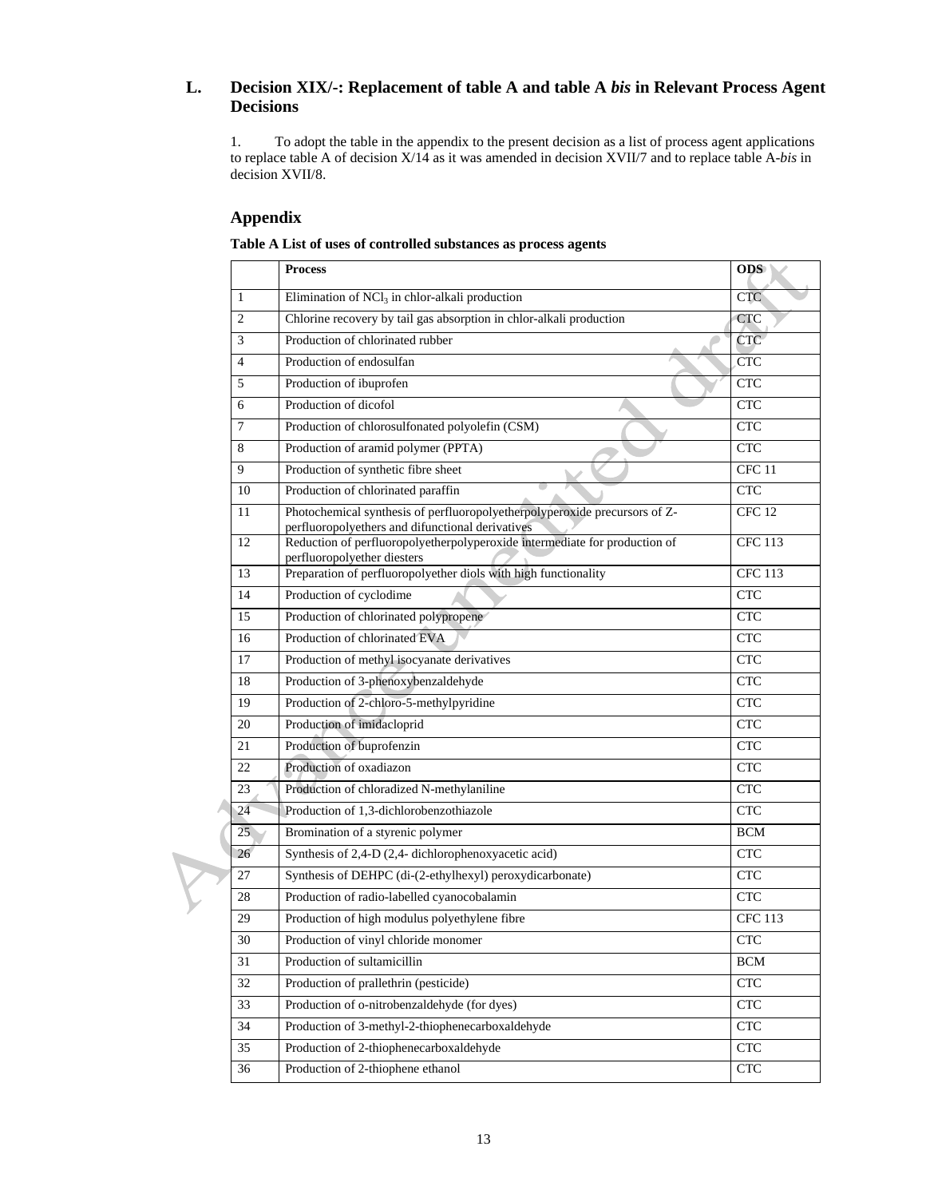## L. Decision XIX/-: Replacement of table A and table A *bis* in Relevant Process Agent Decisions

1. To adopt the table in the appendix to the present decision as a list of process agent applications to replace table A of decision X/14 as it was amended in decision XVII/7 and to replace table A-*bis* in decision XVII/8.

### Appendix

**Table A List of uses of controlled substances as process agents**

| | **Process** | **ODS** |
|---|---|---|
| 1 | Elimination of $NCl_3$ in chlor-alkali production | CTC |
| 2 | Chlorine recovery by tail gas absorption in chlor-alkali production | CTC |
| 3 | Production of chlorinated rubber | CTC |
| 4 | Production of endosulfan | CTC |
| 5 | Production of ibuprofen | CTC |
| 6 | Production of dicofol | CTC |
| 7 | Production of chlorosulfonated polyolefin (CSM) | CTC |
| 8 | Production of aramid polymer (PPTA) | CTC |
| 9 | Production of synthetic fibre sheet | CFC 11 |
| 10 | Production of chlorinated paraffin | CTC |
| 11 | Photochemical synthesis of perfluoropolyetherpolyperoxide precursors of Z-perfluoropolyethers and difunctional derivatives | CFC 12 |
| 12 | Reduction of perfluoropolyetherpolyperoxide intermediate for production of perfluoropolyether diesters | CFC 113 |
| 13 | Preparation of perfluoropolyether diols with high functionality | CFC 113 |
| 14 | Production of cyclodime | CTC |
| 15 | Production of chlorinated polypropene | CTC |
| 16 | Production of chlorinated EVA | CTC |
| 17 | Production of methyl isocyanate derivatives | CTC |
| 18 | Production of 3-phenoxybenzaldehyde | CTC |
| 19 | Production of 2-chloro-5-methylpyridine | CTC |
| 20 | Production of imidacloprid | CTC |
| 21 | Production of buprofenzin | CTC |
| 22 | Production of oxadiazon | CTC |
| 23 | Production of chloradized N-methylaniline | CTC |
| 24 | Production of 1,3-dichlorobenzothiazole | CTC |
| 25 | Bromination of a styrenic polymer | BCM |
| 26 | Synthesis of 2,4-D (2,4- dichlorophenoxyacetic acid) | CTC |
| 27 | Synthesis of DEHPC (di-(2-ethylhexyl) peroxydicarbonate) | CTC |
| 28 | Production of radio-labelled cyanocobalamin | CTC |
| 29 | Production of high modulus polyethylene fibre | CFC 113 |
| 30 | Production of vinyl chloride monomer | CTC |
| 31 | Production of sultamicillin | BCM |
| 32 | Production of prallethrin (pesticide) | CTC |
| 33 | Production of o-nitrobenzaldehyde (for dyes) | CTC |
| 34 | Production of 3-methyl-2-thiophenecarboxaldehyde | CTC |
| 35 | Production of 2-thiophenecarboxaldehyde | CTC |
| 36 | Production of 2-thiophene ethanol | CTC |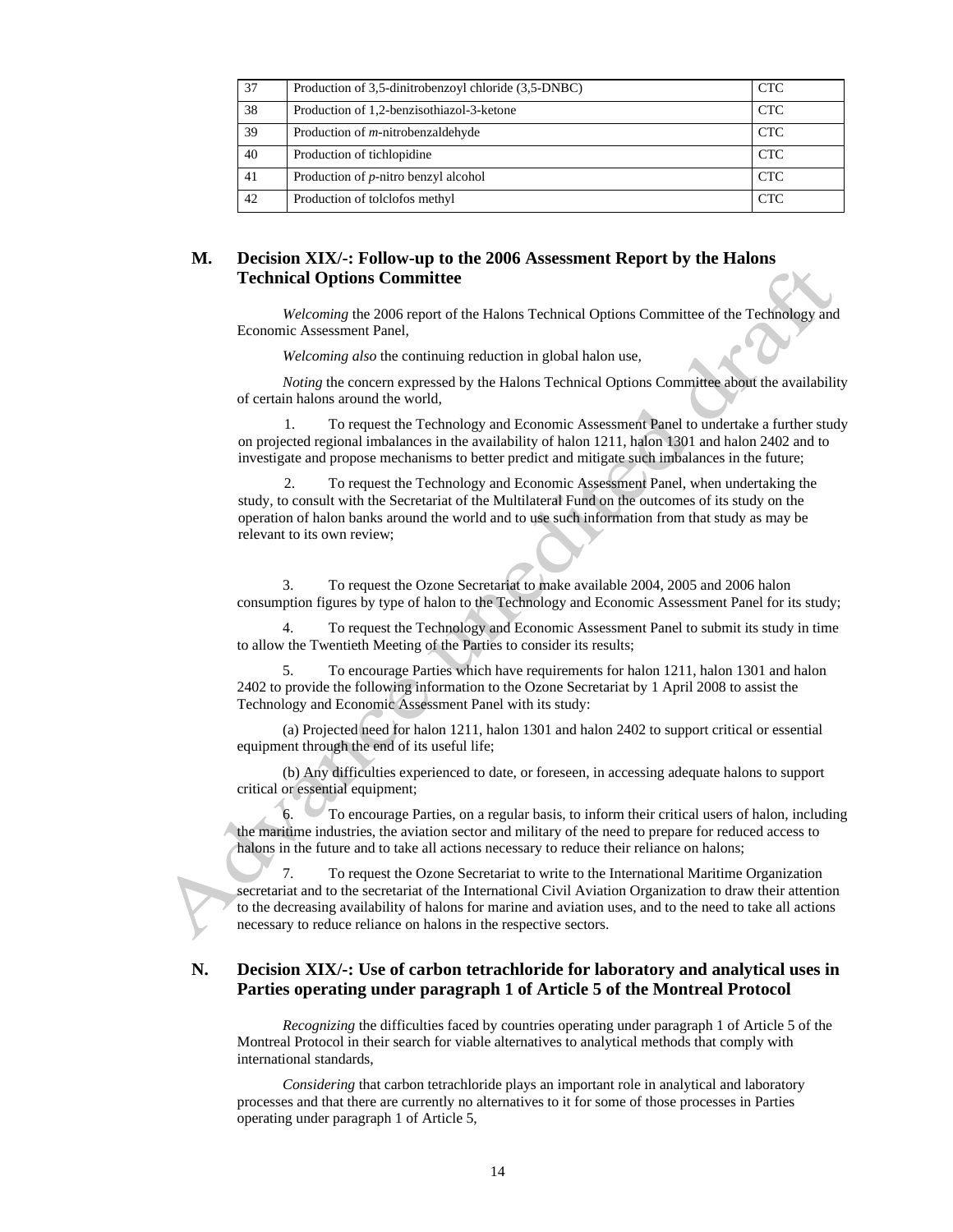| 37 | Production of 3,5-dinitrobenzoyl chloride (3,5-DNBC) | CTC |
|---|---|---|
| 38 | Production of 1,2-benzisothiazol-3-ketone | CTC |
| 39 | Production of *m*-nitrobenzaldehyde | CTC |
| 40 | Production of tichlopidine | CTC |
| 41 | Production of *p*-nitro benzyl alcohol | CTC |
| 42 | Production of tolclofos methyl | CTC |

## M. Decision XIX/-: Follow-up to the 2006 Assessment Report by the Halons Technical Options Committee

*Welcoming* the 2006 report of the Halons Technical Options Committee of the Technology and Economic Assessment Panel,

*Welcoming also* the continuing reduction in global halon use,

*Noting* the concern expressed by the Halons Technical Options Committee about the availability of certain halons around the world,

1. To request the Technology and Economic Assessment Panel to undertake a further study on projected regional imbalances in the availability of halon 1211, halon 1301 and halon 2402 and to investigate and propose mechanisms to better predict and mitigate such imbalances in the future;

2. To request the Technology and Economic Assessment Panel, when undertaking the study, to consult with the Secretariat of the Multilateral Fund on the outcomes of its study on the operation of halon banks around the world and to use such information from that study as may be relevant to its own review;

3. To request the Ozone Secretariat to make available 2004, 2005 and 2006 halon consumption figures by type of halon to the Technology and Economic Assessment Panel for its study;

4. To request the Technology and Economic Assessment Panel to submit its study in time to allow the Twentieth Meeting of the Parties to consider its results;

5. To encourage Parties which have requirements for halon 1211, halon 1301 and halon 2402 to provide the following information to the Ozone Secretariat by 1 April 2008 to assist the Technology and Economic Assessment Panel with its study:

(a) Projected need for halon 1211, halon 1301 and halon 2402 to support critical or essential equipment through the end of its useful life;

(b) Any difficulties experienced to date, or foreseen, in accessing adequate halons to support critical or essential equipment;

6. To encourage Parties, on a regular basis, to inform their critical users of halon, including the maritime industries, the aviation sector and military of the need to prepare for reduced access to halons in the future and to take all actions necessary to reduce their reliance on halons;

7. To request the Ozone Secretariat to write to the International Maritime Organization secretariat and to the secretariat of the International Civil Aviation Organization to draw their attention to the decreasing availability of halons for marine and aviation uses, and to the need to take all actions necessary to reduce reliance on halons in the respective sectors.

## N. Decision XIX/-: Use of carbon tetrachloride for laboratory and analytical uses in Parties operating under paragraph 1 of Article 5 of the Montreal Protocol

*Recognizing* the difficulties faced by countries operating under paragraph 1 of Article 5 of the Montreal Protocol in their search for viable alternatives to analytical methods that comply with international standards,

*Considering* that carbon tetrachloride plays an important role in analytical and laboratory processes and that there are currently no alternatives to it for some of those processes in Parties operating under paragraph 1 of Article 5,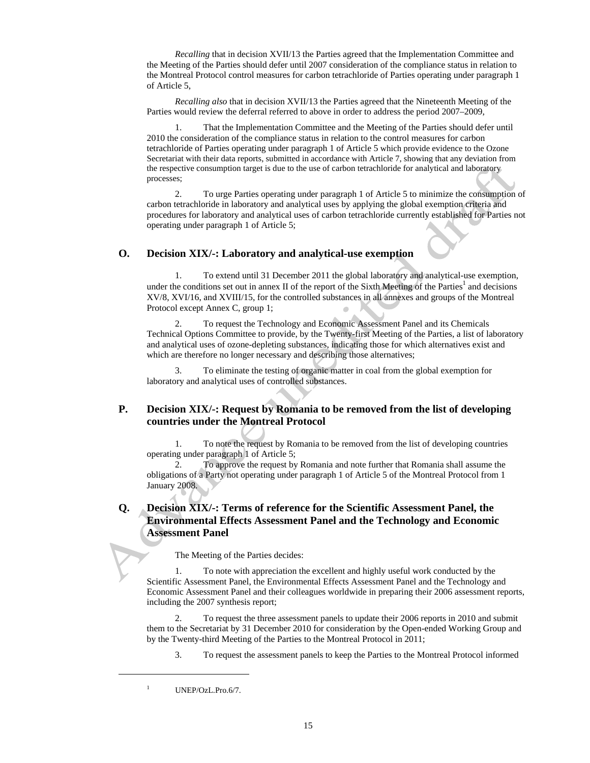*Recalling* that in decision XVII/13 the Parties agreed that the Implementation Committee and the Meeting of the Parties should defer until 2007 consideration of the compliance status in relation to the Montreal Protocol control measures for carbon tetrachloride of Parties operating under paragraph 1 of Article 5,

*Recalling also* that in decision XVII/13 the Parties agreed that the Nineteenth Meeting of the Parties would review the deferral referred to above in order to address the period 2007–2009,

1. That the Implementation Committee and the Meeting of the Parties should defer until 2010 the consideration of the compliance status in relation to the control measures for carbon tetrachloride of Parties operating under paragraph 1 of Article 5 which provide evidence to the Ozone Secretariat with their data reports, submitted in accordance with Article 7, showing that any deviation from the respective consumption target is due to the use of carbon tetrachloride for analytical and laboratory processes;

2. To urge Parties operating under paragraph 1 of Article 5 to minimize the consumption of carbon tetrachloride in laboratory and analytical uses by applying the global exemption criteria and procedures for laboratory and analytical uses of carbon tetrachloride currently established for Parties not operating under paragraph 1 of Article 5;

## O. Decision XIX/-: Laboratory and analytical-use exemption

1. To extend until 31 December 2011 the global laboratory and analytical-use exemption, under the conditions set out in annex II of the report of the Sixth Meeting of the Parties[1] and decisions XV/8, XVI/16, and XVIII/15, for the controlled substances in all annexes and groups of the Montreal Protocol except Annex C, group 1;

2. To request the Technology and Economic Assessment Panel and its Chemicals Technical Options Committee to provide, by the Twenty-first Meeting of the Parties, a list of laboratory and analytical uses of ozone-depleting substances, indicating those for which alternatives exist and which are therefore no longer necessary and describing those alternatives;

3. To eliminate the testing of organic matter in coal from the global exemption for laboratory and analytical uses of controlled substances.

## P. Decision XIX/-: Request by Romania to be removed from the list of developing countries under the Montreal Protocol

1. To note the request by Romania to be removed from the list of developing countries operating under paragraph 1 of Article 5;

2. To approve the request by Romania and note further that Romania shall assume the obligations of a Party not operating under paragraph 1 of Article 5 of the Montreal Protocol from 1 January 2008.

## Q. Decision XIX/-: Terms of reference for the Scientific Assessment Panel, the Environmental Effects Assessment Panel and the Technology and Economic Assessment Panel

The Meeting of the Parties decides:

1. To note with appreciation the excellent and highly useful work conducted by the Scientific Assessment Panel, the Environmental Effects Assessment Panel and the Technology and Economic Assessment Panel and their colleagues worldwide in preparing their 2006 assessment reports, including the 2007 synthesis report;

2. To request the three assessment panels to update their 2006 reports in 2010 and submit them to the Secretariat by 31 December 2010 for consideration by the Open-ended Working Group and by the Twenty-third Meeting of the Parties to the Montreal Protocol in 2011;

3. To request the assessment panels to keep the Parties to the Montreal Protocol informed

[1] UNEP/OzL.Pro.6/7.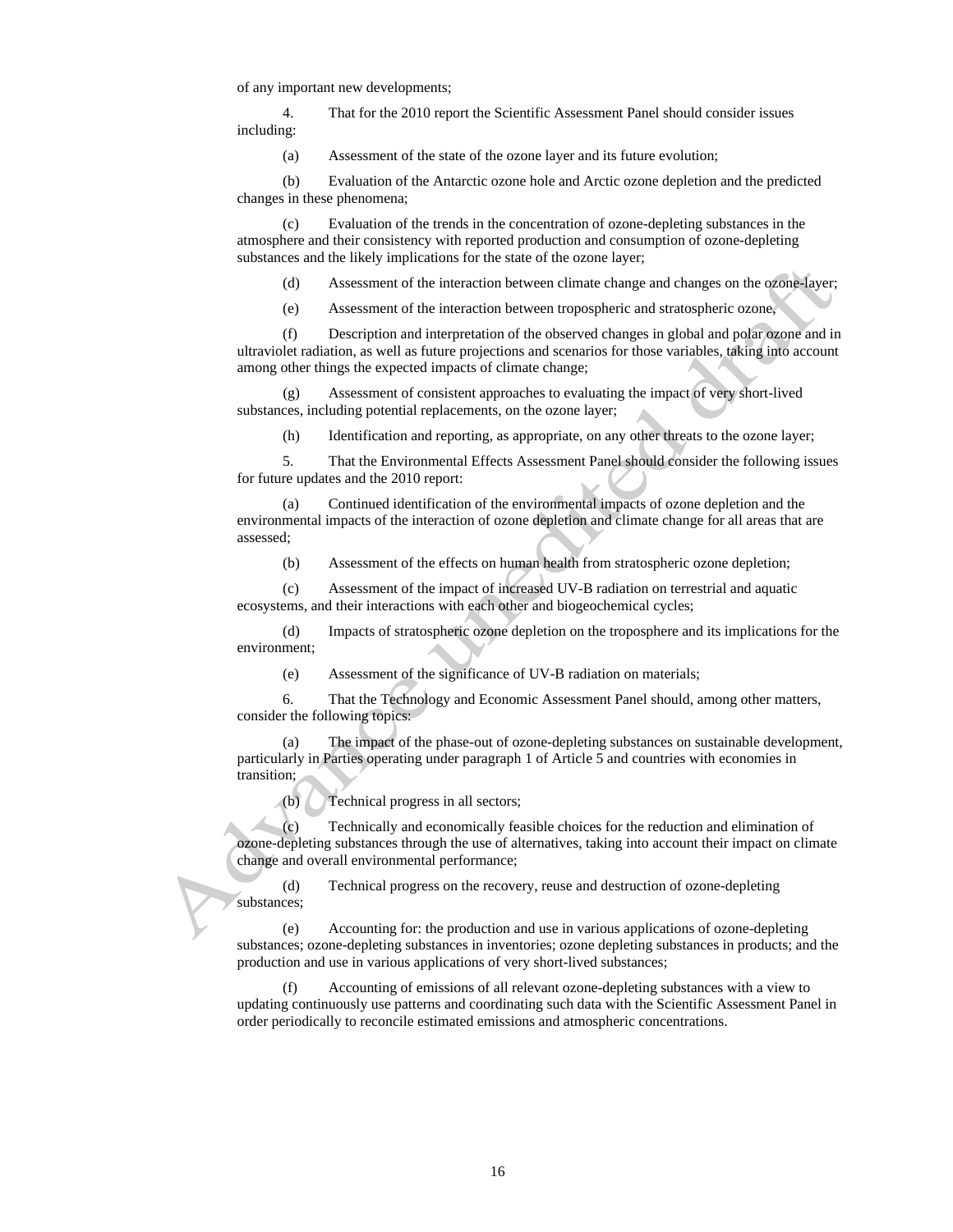of any important new developments;

4. That for the 2010 report the Scientific Assessment Panel should consider issues including:

(a) Assessment of the state of the ozone layer and its future evolution;

(b) Evaluation of the Antarctic ozone hole and Arctic ozone depletion and the predicted changes in these phenomena;

(c) Evaluation of the trends in the concentration of ozone-depleting substances in the atmosphere and their consistency with reported production and consumption of ozone-depleting substances and the likely implications for the state of the ozone layer;

(d) Assessment of the interaction between climate change and changes on the ozone-layer;

(e) Assessment of the interaction between tropospheric and stratospheric ozone;

(f) Description and interpretation of the observed changes in global and polar ozone and in ultraviolet radiation, as well as future projections and scenarios for those variables, taking into account among other things the expected impacts of climate change;

(g) Assessment of consistent approaches to evaluating the impact of very short-lived substances, including potential replacements, on the ozone layer;

(h) Identification and reporting, as appropriate, on any other threats to the ozone layer;

5. That the Environmental Effects Assessment Panel should consider the following issues for future updates and the 2010 report:

(a) Continued identification of the environmental impacts of ozone depletion and the environmental impacts of the interaction of ozone depletion and climate change for all areas that are assessed;

(b) Assessment of the effects on human health from stratospheric ozone depletion;

(c) Assessment of the impact of increased UV-B radiation on terrestrial and aquatic ecosystems, and their interactions with each other and biogeochemical cycles;

(d) Impacts of stratospheric ozone depletion on the troposphere and its implications for the environment;

(e) Assessment of the significance of UV-B radiation on materials;

6. That the Technology and Economic Assessment Panel should, among other matters, consider the following topics:

(a) The impact of the phase-out of ozone-depleting substances on sustainable development, particularly in Parties operating under paragraph 1 of Article 5 and countries with economies in transition;

(b) Technical progress in all sectors;

(c) Technically and economically feasible choices for the reduction and elimination of ozone-depleting substances through the use of alternatives, taking into account their impact on climate change and overall environmental performance;

(d) Technical progress on the recovery, reuse and destruction of ozone-depleting substances;

(e) Accounting for: the production and use in various applications of ozone-depleting substances; ozone-depleting substances in inventories; ozone depleting substances in products; and the production and use in various applications of very short-lived substances;

(f) Accounting of emissions of all relevant ozone-depleting substances with a view to updating continuously use patterns and coordinating such data with the Scientific Assessment Panel in order periodically to reconcile estimated emissions and atmospheric concentrations.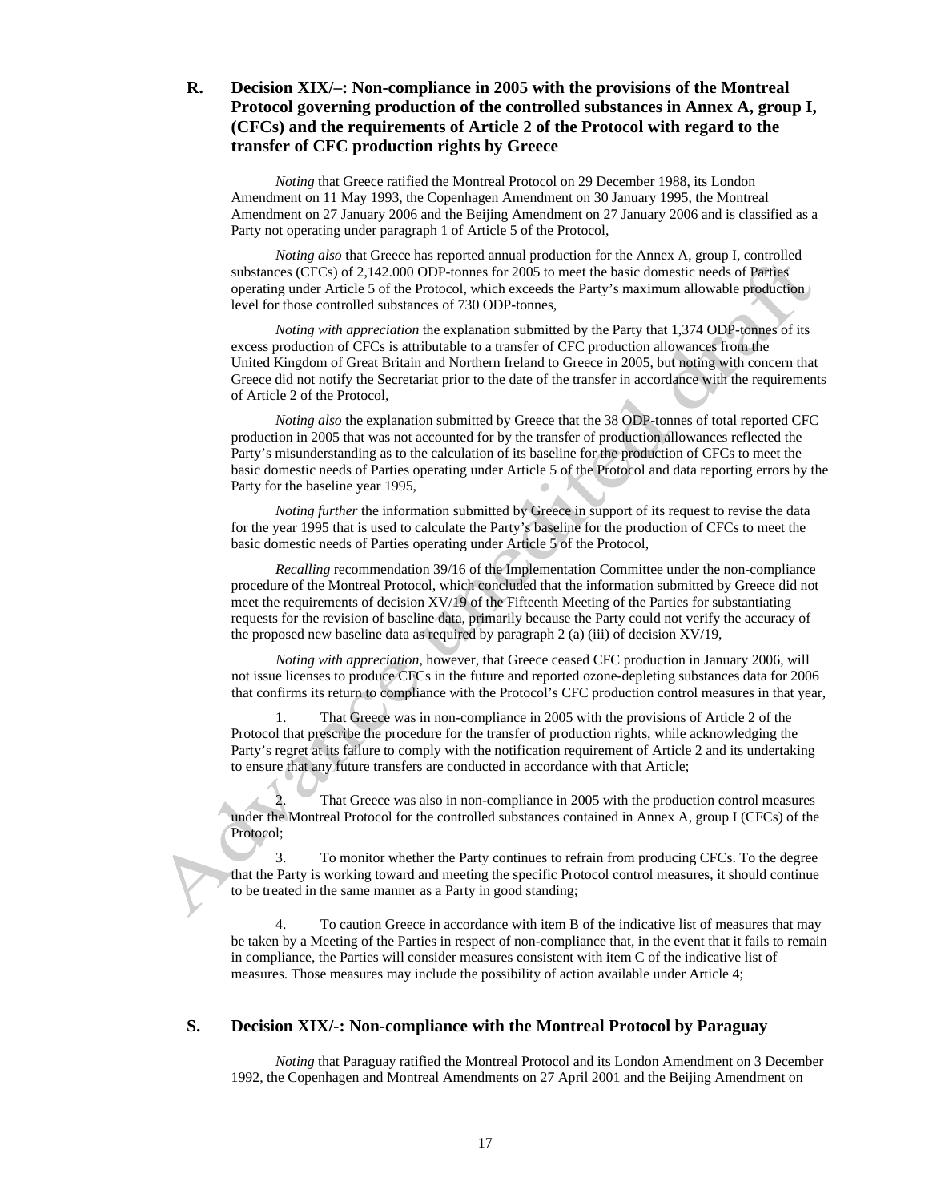## R. Decision XIX/–: Non-compliance in 2005 with the provisions of the Montreal Protocol governing production of the controlled substances in Annex A, group I, (CFCs) and the requirements of Article 2 of the Protocol with regard to the transfer of CFC production rights by Greece

*Noting* that Greece ratified the Montreal Protocol on 29 December 1988, its London Amendment on 11 May 1993, the Copenhagen Amendment on 30 January 1995, the Montreal Amendment on 27 January 2006 and the Beijing Amendment on 27 January 2006 and is classified as a Party not operating under paragraph 1 of Article 5 of the Protocol,

*Noting also* that Greece has reported annual production for the Annex A, group I, controlled substances (CFCs) of 2,142.000 ODP-tonnes for 2005 to meet the basic domestic needs of Parties operating under Article 5 of the Protocol, which exceeds the Party's maximum allowable production level for those controlled substances of 730 ODP-tonnes,

*Noting with appreciation* the explanation submitted by the Party that 1,374 ODP-tonnes of its excess production of CFCs is attributable to a transfer of CFC production allowances from the United Kingdom of Great Britain and Northern Ireland to Greece in 2005, but noting with concern that Greece did not notify the Secretariat prior to the date of the transfer in accordance with the requirements of Article 2 of the Protocol,

*Noting also* the explanation submitted by Greece that the 38 ODP-tonnes of total reported CFC production in 2005 that was not accounted for by the transfer of production allowances reflected the Party's misunderstanding as to the calculation of its baseline for the production of CFCs to meet the basic domestic needs of Parties operating under Article 5 of the Protocol and data reporting errors by the Party for the baseline year 1995,

*Noting further* the information submitted by Greece in support of its request to revise the data for the year 1995 that is used to calculate the Party's baseline for the production of CFCs to meet the basic domestic needs of Parties operating under Article 5 of the Protocol,

*Recalling* recommendation 39/16 of the Implementation Committee under the non-compliance procedure of the Montreal Protocol, which concluded that the information submitted by Greece did not meet the requirements of decision XV/19 of the Fifteenth Meeting of the Parties for substantiating requests for the revision of baseline data, primarily because the Party could not verify the accuracy of the proposed new baseline data as required by paragraph 2 (a) (iii) of decision XV/19,

*Noting with appreciation*, however, that Greece ceased CFC production in January 2006, will not issue licenses to produce CFCs in the future and reported ozone-depleting substances data for 2006 that confirms its return to compliance with the Protocol's CFC production control measures in that year,

1. That Greece was in non-compliance in 2005 with the provisions of Article 2 of the Protocol that prescribe the procedure for the transfer of production rights, while acknowledging the Party's regret at its failure to comply with the notification requirement of Article 2 and its undertaking to ensure that any future transfers are conducted in accordance with that Article;

2. That Greece was also in non-compliance in 2005 with the production control measures under the Montreal Protocol for the controlled substances contained in Annex A, group I (CFCs) of the Protocol;

3. To monitor whether the Party continues to refrain from producing CFCs. To the degree that the Party is working toward and meeting the specific Protocol control measures, it should continue to be treated in the same manner as a Party in good standing;

4. To caution Greece in accordance with item B of the indicative list of measures that may be taken by a Meeting of the Parties in respect of non-compliance that, in the event that it fails to remain in compliance, the Parties will consider measures consistent with item C of the indicative list of measures. Those measures may include the possibility of action available under Article 4;

## S. Decision XIX/-: Non-compliance with the Montreal Protocol by Paraguay

*Noting* that Paraguay ratified the Montreal Protocol and its London Amendment on 3 December 1992, the Copenhagen and Montreal Amendments on 27 April 2001 and the Beijing Amendment on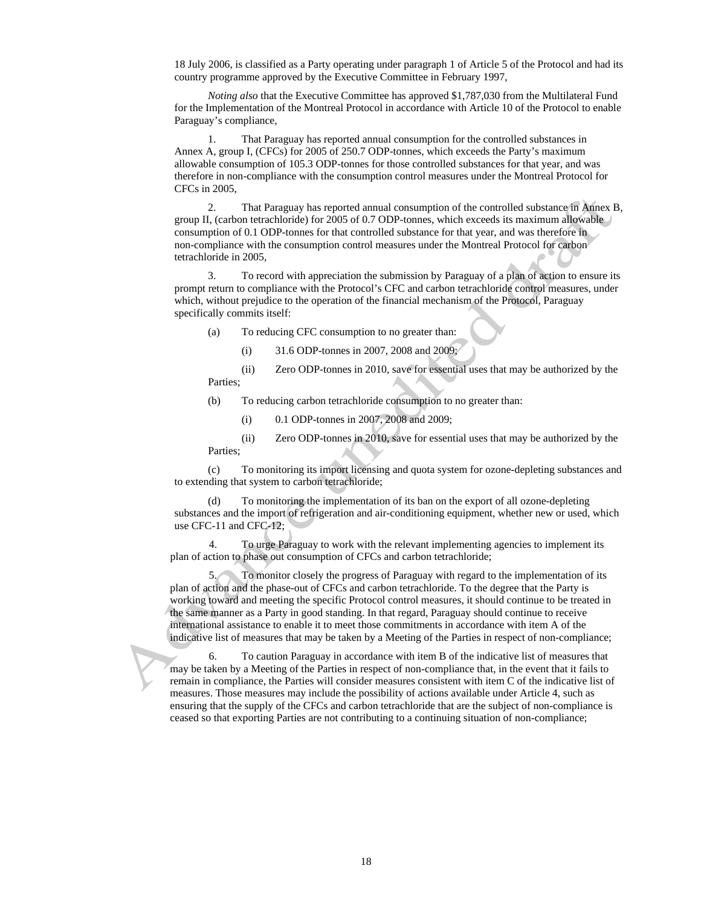18 July 2006, is classified as a Party operating under paragraph 1 of Article 5 of the Protocol and had its country programme approved by the Executive Committee in February 1997,

*Noting also* that the Executive Committee has approved $1,787,030 from the Multilateral Fund for the Implementation of the Montreal Protocol in accordance with Article 10 of the Protocol to enable Paraguay's compliance,

1. That Paraguay has reported annual consumption for the controlled substances in Annex A, group I, (CFCs) for 2005 of 250.7 ODP-tonnes, which exceeds the Party's maximum allowable consumption of 105.3 ODP-tonnes for those controlled substances for that year, and was therefore in non-compliance with the consumption control measures under the Montreal Protocol for CFCs in 2005,

2. That Paraguay has reported annual consumption of the controlled substance in Annex B, group II, (carbon tetrachloride) for 2005 of 0.7 ODP-tonnes, which exceeds its maximum allowable consumption of 0.1 ODP-tonnes for that controlled substance for that year, and was therefore in non-compliance with the consumption control measures under the Montreal Protocol for carbon tetrachloride in 2005,

3. To record with appreciation the submission by Paraguay of a plan of action to ensure its prompt return to compliance with the Protocol's CFC and carbon tetrachloride control measures, under which, without prejudice to the operation of the financial mechanism of the Protocol, Paraguay specifically commits itself:

(a) To reducing CFC consumption to no greater than:

(i) 31.6 ODP-tonnes in 2007, 2008 and 2009;

(ii) Zero ODP-tonnes in 2010, save for essential uses that may be authorized by the Parties;

(b) To reducing carbon tetrachloride consumption to no greater than:

(i) 0.1 ODP-tonnes in 2007, 2008 and 2009;

(ii) Zero ODP-tonnes in 2010, save for essential uses that may be authorized by the Parties;

(c) To monitoring its import licensing and quota system for ozone-depleting substances and to extending that system to carbon tetrachloride;

(d) To monitoring the implementation of its ban on the export of all ozone-depleting substances and the import of refrigeration and air-conditioning equipment, whether new or used, which use CFC-11 and CFC-12;

4. To urge Paraguay to work with the relevant implementing agencies to implement its plan of action to phase out consumption of CFCs and carbon tetrachloride;

5. To monitor closely the progress of Paraguay with regard to the implementation of its plan of action and the phase-out of CFCs and carbon tetrachloride. To the degree that the Party is working toward and meeting the specific Protocol control measures, it should continue to be treated in the same manner as a Party in good standing. In that regard, Paraguay should continue to receive international assistance to enable it to meet those commitments in accordance with item A of the indicative list of measures that may be taken by a Meeting of the Parties in respect of non-compliance;

6. To caution Paraguay in accordance with item B of the indicative list of measures that may be taken by a Meeting of the Parties in respect of non-compliance that, in the event that it fails to remain in compliance, the Parties will consider measures consistent with item C of the indicative list of measures. Those measures may include the possibility of actions available under Article 4, such as ensuring that the supply of the CFCs and carbon tetrachloride that are the subject of non-compliance is ceased so that exporting Parties are not contributing to a continuing situation of non-compliance;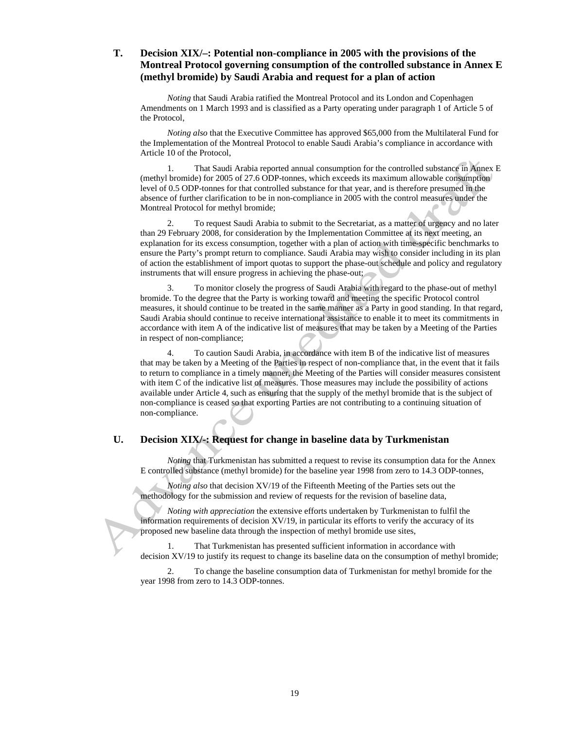## T. Decision XIX/–: Potential non-compliance in 2005 with the provisions of the Montreal Protocol governing consumption of the controlled substance in Annex E (methyl bromide) by Saudi Arabia and request for a plan of action

*Noting* that Saudi Arabia ratified the Montreal Protocol and its London and Copenhagen Amendments on 1 March 1993 and is classified as a Party operating under paragraph 1 of Article 5 of the Protocol,

*Noting also* that the Executive Committee has approved $65,000 from the Multilateral Fund for the Implementation of the Montreal Protocol to enable Saudi Arabia's compliance in accordance with Article 10 of the Protocol,

1. That Saudi Arabia reported annual consumption for the controlled substance in Annex E (methyl bromide) for 2005 of 27.6 ODP-tonnes, which exceeds its maximum allowable consumption level of 0.5 ODP-tonnes for that controlled substance for that year, and is therefore presumed in the absence of further clarification to be in non-compliance in 2005 with the control measures under the Montreal Protocol for methyl bromide;

2. To request Saudi Arabia to submit to the Secretariat, as a matter of urgency and no later than 29 February 2008, for consideration by the Implementation Committee at its next meeting, an explanation for its excess consumption, together with a plan of action with time-specific benchmarks to ensure the Party's prompt return to compliance. Saudi Arabia may wish to consider including in its plan of action the establishment of import quotas to support the phase-out schedule and policy and regulatory instruments that will ensure progress in achieving the phase-out;

3. To monitor closely the progress of Saudi Arabia with regard to the phase-out of methyl bromide. To the degree that the Party is working toward and meeting the specific Protocol control measures, it should continue to be treated in the same manner as a Party in good standing. In that regard, Saudi Arabia should continue to receive international assistance to enable it to meet its commitments in accordance with item A of the indicative list of measures that may be taken by a Meeting of the Parties in respect of non-compliance;

4. To caution Saudi Arabia, in accordance with item B of the indicative list of measures that may be taken by a Meeting of the Parties in respect of non-compliance that, in the event that it fails to return to compliance in a timely manner, the Meeting of the Parties will consider measures consistent with item C of the indicative list of measures. Those measures may include the possibility of actions available under Article 4, such as ensuring that the supply of the methyl bromide that is the subject of non-compliance is ceased so that exporting Parties are not contributing to a continuing situation of non-compliance.

## U. Decision XIX/-: Request for change in baseline data by Turkmenistan

*Noting* that Turkmenistan has submitted a request to revise its consumption data for the Annex E controlled substance (methyl bromide) for the baseline year 1998 from zero to 14.3 ODP-tonnes,

*Noting also* that decision XV/19 of the Fifteenth Meeting of the Parties sets out the methodology for the submission and review of requests for the revision of baseline data,

*Noting with appreciation* the extensive efforts undertaken by Turkmenistan to fulfil the information requirements of decision XV/19, in particular its efforts to verify the accuracy of its proposed new baseline data through the inspection of methyl bromide use sites,

1. That Turkmenistan has presented sufficient information in accordance with decision XV/19 to justify its request to change its baseline data on the consumption of methyl bromide;

2. To change the baseline consumption data of Turkmenistan for methyl bromide for the year 1998 from zero to 14.3 ODP-tonnes.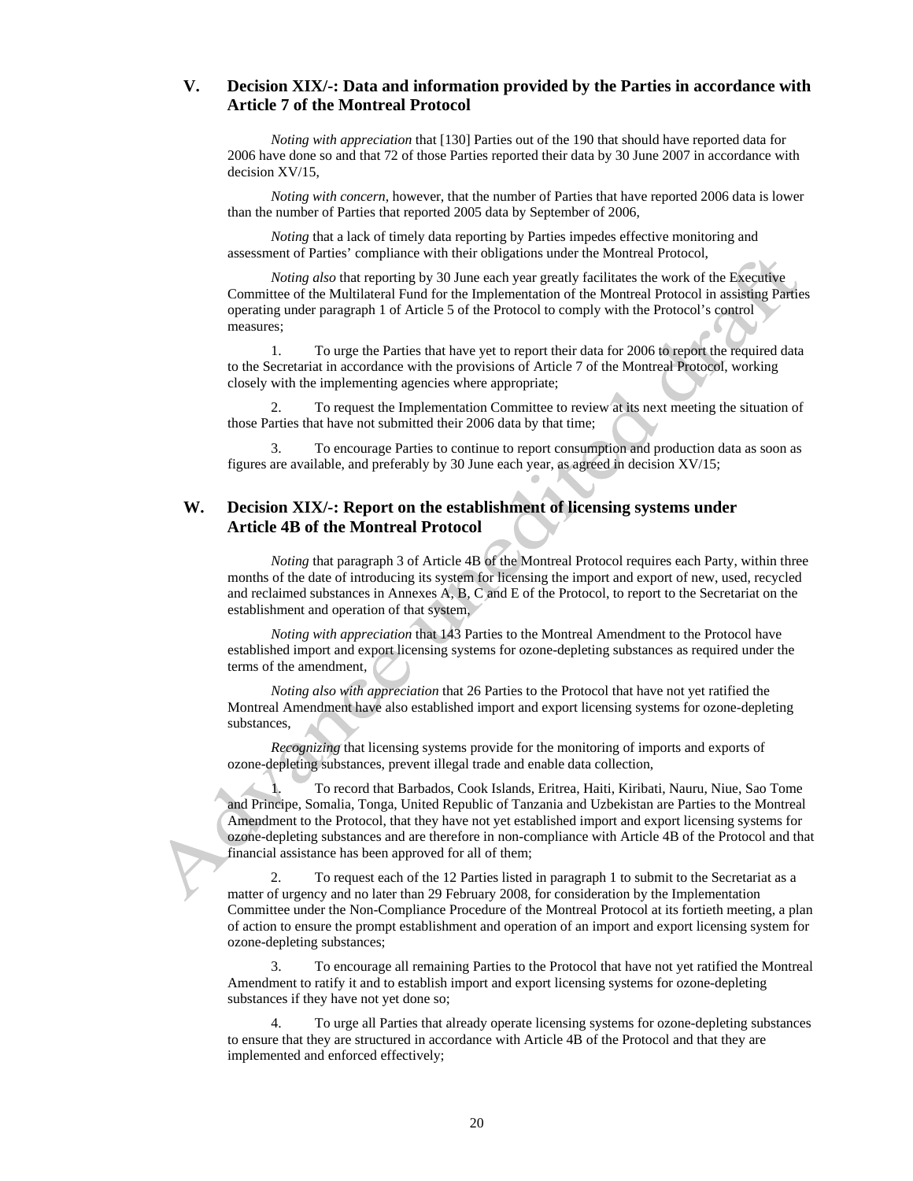## V. Decision XIX/-: Data and information provided by the Parties in accordance with Article 7 of the Montreal Protocol

*Noting with appreciation* that [130] Parties out of the 190 that should have reported data for 2006 have done so and that 72 of those Parties reported their data by 30 June 2007 in accordance with decision XV/15,

*Noting with concern*, however, that the number of Parties that have reported 2006 data is lower than the number of Parties that reported 2005 data by September of 2006,

*Noting* that a lack of timely data reporting by Parties impedes effective monitoring and assessment of Parties' compliance with their obligations under the Montreal Protocol,

*Noting also* that reporting by 30 June each year greatly facilitates the work of the Executive Committee of the Multilateral Fund for the Implementation of the Montreal Protocol in assisting Parties operating under paragraph 1 of Article 5 of the Protocol to comply with the Protocol's control measures;

1. To urge the Parties that have yet to report their data for 2006 to report the required data to the Secretariat in accordance with the provisions of Article 7 of the Montreal Protocol, working closely with the implementing agencies where appropriate;

2. To request the Implementation Committee to review at its next meeting the situation of those Parties that have not submitted their 2006 data by that time;

3. To encourage Parties to continue to report consumption and production data as soon as figures are available, and preferably by 30 June each year, as agreed in decision XV/15;

## W. Decision XIX/-: Report on the establishment of licensing systems under Article 4B of the Montreal Protocol

*Noting* that paragraph 3 of Article 4B of the Montreal Protocol requires each Party, within three months of the date of introducing its system for licensing the import and export of new, used, recycled and reclaimed substances in Annexes A, B, C and E of the Protocol, to report to the Secretariat on the establishment and operation of that system,

*Noting with appreciation* that 143 Parties to the Montreal Amendment to the Protocol have established import and export licensing systems for ozone-depleting substances as required under the terms of the amendment,

*Noting also with appreciation* that 26 Parties to the Protocol that have not yet ratified the Montreal Amendment have also established import and export licensing systems for ozone-depleting substances,

*Recognizing* that licensing systems provide for the monitoring of imports and exports of ozone-depleting substances, prevent illegal trade and enable data collection,

1. To record that Barbados, Cook Islands, Eritrea, Haiti, Kiribati, Nauru, Niue, Sao Tome and Principe, Somalia, Tonga, United Republic of Tanzania and Uzbekistan are Parties to the Montreal Amendment to the Protocol, that they have not yet established import and export licensing systems for ozone-depleting substances and are therefore in non-compliance with Article 4B of the Protocol and that financial assistance has been approved for all of them;

2. To request each of the 12 Parties listed in paragraph 1 to submit to the Secretariat as a matter of urgency and no later than 29 February 2008, for consideration by the Implementation Committee under the Non-Compliance Procedure of the Montreal Protocol at its fortieth meeting, a plan of action to ensure the prompt establishment and operation of an import and export licensing system for ozone-depleting substances;

3. To encourage all remaining Parties to the Protocol that have not yet ratified the Montreal Amendment to ratify it and to establish import and export licensing systems for ozone-depleting substances if they have not yet done so;

4. To urge all Parties that already operate licensing systems for ozone-depleting substances to ensure that they are structured in accordance with Article 4B of the Protocol and that they are implemented and enforced effectively;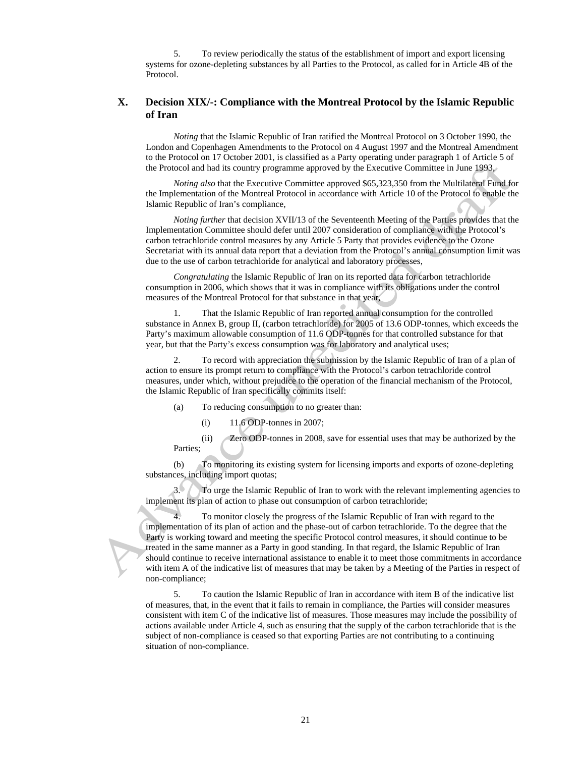5. To review periodically the status of the establishment of import and export licensing systems for ozone-depleting substances by all Parties to the Protocol, as called for in Article 4B of the Protocol.

## X. Decision XIX/-: Compliance with the Montreal Protocol by the Islamic Republic of Iran

*Noting* that the Islamic Republic of Iran ratified the Montreal Protocol on 3 October 1990, the London and Copenhagen Amendments to the Protocol on 4 August 1997 and the Montreal Amendment to the Protocol on 17 October 2001, is classified as a Party operating under paragraph 1 of Article 5 of the Protocol and had its country programme approved by the Executive Committee in June 1993,

*Noting also* that the Executive Committee approved $65,323,350 from the Multilateral Fund for the Implementation of the Montreal Protocol in accordance with Article 10 of the Protocol to enable the Islamic Republic of Iran's compliance,

*Noting further* that decision XVII/13 of the Seventeenth Meeting of the Parties provides that the Implementation Committee should defer until 2007 consideration of compliance with the Protocol's carbon tetrachloride control measures by any Article 5 Party that provides evidence to the Ozone Secretariat with its annual data report that a deviation from the Protocol's annual consumption limit was due to the use of carbon tetrachloride for analytical and laboratory processes,

*Congratulating* the Islamic Republic of Iran on its reported data for carbon tetrachloride consumption in 2006, which shows that it was in compliance with its obligations under the control measures of the Montreal Protocol for that substance in that year,

1. That the Islamic Republic of Iran reported annual consumption for the controlled substance in Annex B, group II, (carbon tetrachloride) for 2005 of 13.6 ODP-tonnes, which exceeds the Party's maximum allowable consumption of 11.6 ODP-tonnes for that controlled substance for that year, but that the Party's excess consumption was for laboratory and analytical uses;

2. To record with appreciation the submission by the Islamic Republic of Iran of a plan of action to ensure its prompt return to compliance with the Protocol's carbon tetrachloride control measures, under which, without prejudice to the operation of the financial mechanism of the Protocol, the Islamic Republic of Iran specifically commits itself:

(a) To reducing consumption to no greater than:

(i) 11.6 ODP-tonnes in 2007;

(ii) Zero ODP-tonnes in 2008, save for essential uses that may be authorized by the Parties;

(b) To monitoring its existing system for licensing imports and exports of ozone-depleting substances, including import quotas;

3. To urge the Islamic Republic of Iran to work with the relevant implementing agencies to implement its plan of action to phase out consumption of carbon tetrachloride;

4. To monitor closely the progress of the Islamic Republic of Iran with regard to the implementation of its plan of action and the phase-out of carbon tetrachloride. To the degree that the Party is working toward and meeting the specific Protocol control measures, it should continue to be treated in the same manner as a Party in good standing. In that regard, the Islamic Republic of Iran should continue to receive international assistance to enable it to meet those commitments in accordance with item A of the indicative list of measures that may be taken by a Meeting of the Parties in respect of non-compliance;

5. To caution the Islamic Republic of Iran in accordance with item B of the indicative list of measures, that, in the event that it fails to remain in compliance, the Parties will consider measures consistent with item C of the indicative list of measures. Those measures may include the possibility of actions available under Article 4, such as ensuring that the supply of the carbon tetrachloride that is the subject of non-compliance is ceased so that exporting Parties are not contributing to a continuing situation of non-compliance.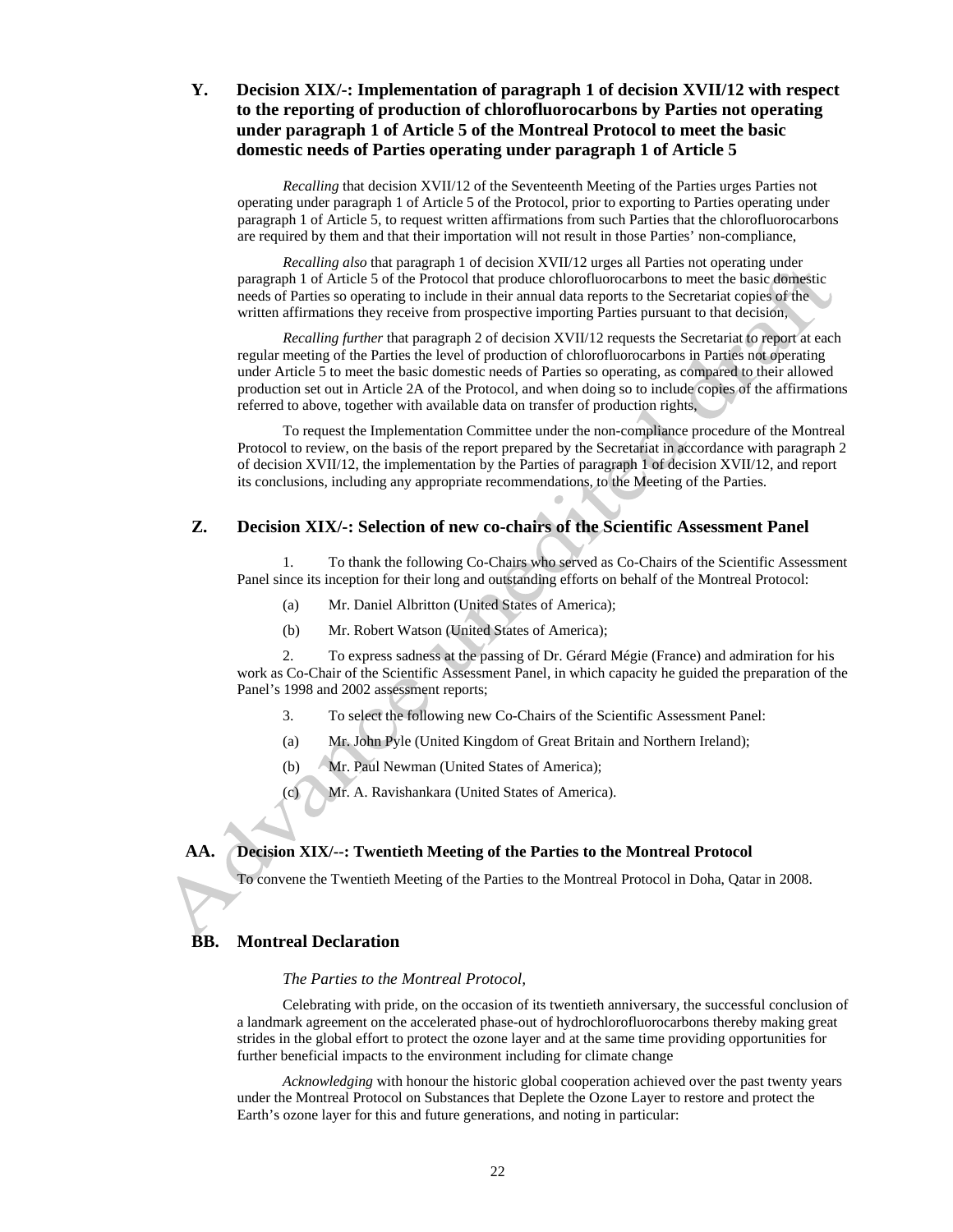## Y. Decision XIX/-: Implementation of paragraph 1 of decision XVII/12 with respect to the reporting of production of chlorofluorocarbons by Parties not operating under paragraph 1 of Article 5 of the Montreal Protocol to meet the basic domestic needs of Parties operating under paragraph 1 of Article 5

*Recalling* that decision XVII/12 of the Seventeenth Meeting of the Parties urges Parties not operating under paragraph 1 of Article 5 of the Protocol, prior to exporting to Parties operating under paragraph 1 of Article 5, to request written affirmations from such Parties that the chlorofluorocarbons are required by them and that their importation will not result in those Parties' non-compliance,

*Recalling also* that paragraph 1 of decision XVII/12 urges all Parties not operating under paragraph 1 of Article 5 of the Protocol that produce chlorofluorocarbons to meet the basic domestic needs of Parties so operating to include in their annual data reports to the Secretariat copies of the written affirmations they receive from prospective importing Parties pursuant to that decision,

*Recalling further* that paragraph 2 of decision XVII/12 requests the Secretariat to report at each regular meeting of the Parties the level of production of chlorofluorocarbons in Parties not operating under Article 5 to meet the basic domestic needs of Parties so operating, as compared to their allowed production set out in Article 2A of the Protocol, and when doing so to include copies of the affirmations referred to above, together with available data on transfer of production rights,

To request the Implementation Committee under the non-compliance procedure of the Montreal Protocol to review, on the basis of the report prepared by the Secretariat in accordance with paragraph 2 of decision XVII/12, the implementation by the Parties of paragraph 1 of decision XVII/12, and report its conclusions, including any appropriate recommendations, to the Meeting of the Parties.

## Z. Decision XIX/-: Selection of new co-chairs of the Scientific Assessment Panel

1. To thank the following Co-Chairs who served as Co-Chairs of the Scientific Assessment Panel since its inception for their long and outstanding efforts on behalf of the Montreal Protocol:

(a) Mr. Daniel Albritton (United States of America);

(b) Mr. Robert Watson (United States of America);

2. To express sadness at the passing of Dr. Gérard Mégie (France) and admiration for his work as Co-Chair of the Scientific Assessment Panel, in which capacity he guided the preparation of the Panel's 1998 and 2002 assessment reports;

3. To select the following new Co-Chairs of the Scientific Assessment Panel:

(a) Mr. John Pyle (United Kingdom of Great Britain and Northern Ireland);

(b) Mr. Paul Newman (United States of America);

(c) Mr. A. Ravishankara (United States of America).

## AA. Decision XIX/--: Twentieth Meeting of the Parties to the Montreal Protocol

To convene the Twentieth Meeting of the Parties to the Montreal Protocol in Doha, Qatar in 2008.

## BB. Montreal Declaration

*The Parties to the Montreal Protocol*,

Celebrating with pride, on the occasion of its twentieth anniversary, the successful conclusion of a landmark agreement on the accelerated phase-out of hydrochlorofluorocarbons thereby making great strides in the global effort to protect the ozone layer and at the same time providing opportunities for further beneficial impacts to the environment including for climate change

*Acknowledging* with honour the historic global cooperation achieved over the past twenty years under the Montreal Protocol on Substances that Deplete the Ozone Layer to restore and protect the Earth's ozone layer for this and future generations, and noting in particular: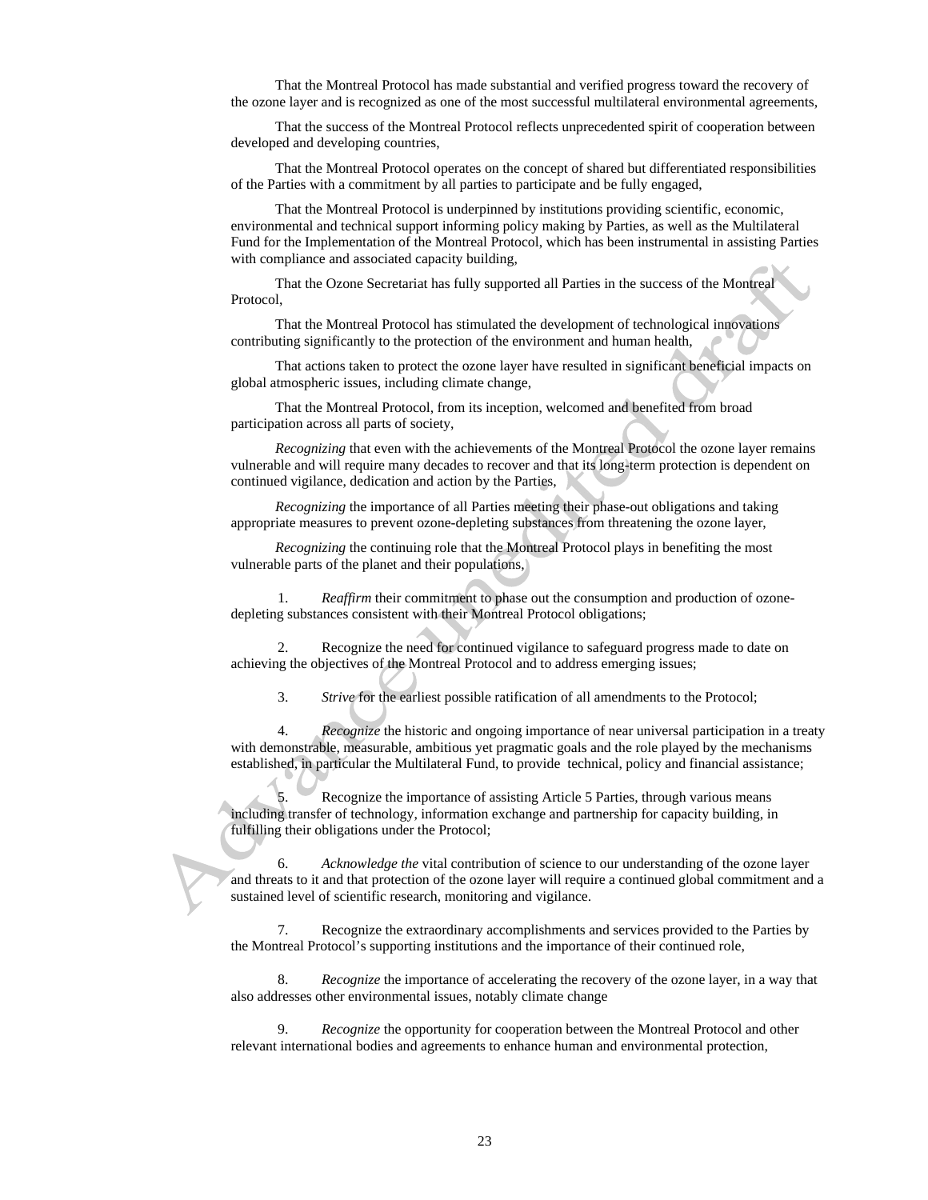That the Montreal Protocol has made substantial and verified progress toward the recovery of the ozone layer and is recognized as one of the most successful multilateral environmental agreements,

That the success of the Montreal Protocol reflects unprecedented spirit of cooperation between developed and developing countries,

That the Montreal Protocol operates on the concept of shared but differentiated responsibilities of the Parties with a commitment by all parties to participate and be fully engaged,

That the Montreal Protocol is underpinned by institutions providing scientific, economic, environmental and technical support informing policy making by Parties, as well as the Multilateral Fund for the Implementation of the Montreal Protocol, which has been instrumental in assisting Parties with compliance and associated capacity building,

That the Ozone Secretariat has fully supported all Parties in the success of the Montreal Protocol,

That the Montreal Protocol has stimulated the development of technological innovations contributing significantly to the protection of the environment and human health,

That actions taken to protect the ozone layer have resulted in significant beneficial impacts on global atmospheric issues, including climate change,

That the Montreal Protocol, from its inception, welcomed and benefited from broad participation across all parts of society,

*Recognizing* that even with the achievements of the Montreal Protocol the ozone layer remains vulnerable and will require many decades to recover and that its long-term protection is dependent on continued vigilance, dedication and action by the Parties,

*Recognizing* the importance of all Parties meeting their phase-out obligations and taking appropriate measures to prevent ozone-depleting substances from threatening the ozone layer,

*Recognizing* the continuing role that the Montreal Protocol plays in benefiting the most vulnerable parts of the planet and their populations,

1. *Reaffirm* their commitment to phase out the consumption and production of ozone-depleting substances consistent with their Montreal Protocol obligations;

2. Recognize the need for continued vigilance to safeguard progress made to date on achieving the objectives of the Montreal Protocol and to address emerging issues;

3. *Strive* for the earliest possible ratification of all amendments to the Protocol;

4. *Recognize* the historic and ongoing importance of near universal participation in a treaty with demonstrable, measurable, ambitious yet pragmatic goals and the role played by the mechanisms established, in particular the Multilateral Fund, to provide technical, policy and financial assistance;

5. Recognize the importance of assisting Article 5 Parties, through various means including transfer of technology, information exchange and partnership for capacity building, in fulfilling their obligations under the Protocol;

6. *Acknowledge the* vital contribution of science to our understanding of the ozone layer and threats to it and that protection of the ozone layer will require a continued global commitment and a sustained level of scientific research, monitoring and vigilance.

7. Recognize the extraordinary accomplishments and services provided to the Parties by the Montreal Protocol's supporting institutions and the importance of their continued role,

8. *Recognize* the importance of accelerating the recovery of the ozone layer, in a way that also addresses other environmental issues, notably climate change

9. *Recognize* the opportunity for cooperation between the Montreal Protocol and other relevant international bodies and agreements to enhance human and environmental protection,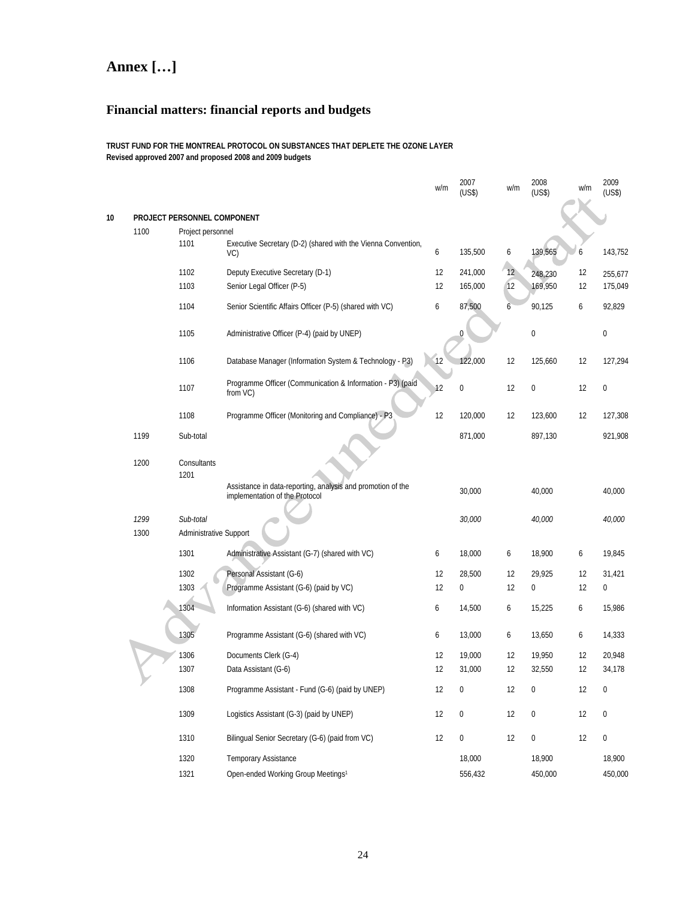# Annex […]

## Financial matters: financial reports and budgets

**TRUST FUND FOR THE MONTREAL PROTOCOL ON SUBSTANCES THAT DEPLETE THE OZONE LAYER**
**Revised approved 2007 and proposed 2008 and 2009 budgets**

| | | | | w/m | 2007 (US$) | w/m | 2008 (US$) | w/m | 2009 (US$) |
|---|---|---|---|---|---|---|---|---|---|
| **10** | **PROJECT PERSONNEL COMPONENT** | | | | | | | | |
| | 1100 | Project personnel | | | | | | | |
| | | 1101 | Executive Secretary (D-2) (shared with the Vienna Convention, VC) | 6 | 135,500 | 6 | 139,565 | 6 | 143,752 |
| | | 1102 | Deputy Executive Secretary (D-1) | 12 | 241,000 | 12 | 248,230 | 12 | 255,677 |
| | | 1103 | Senior Legal Officer (P-5) | 12 | 165,000 | 12 | 169,950 | 12 | 175,049 |
| | | 1104 | Senior Scientific Affairs Officer (P-5) (shared with VC) | 6 | 87,500 | 6 | 90,125 | 6 | 92,829 |
| | | 1105 | Administrative Officer (P-4) (paid by UNEP) | | 0 | | 0 | | 0 |
| | | 1106 | Database Manager (Information System & Technology - P3) | 12 | 122,000 | 12 | 125,660 | 12 | 127,294 |
| | | 1107 | Programme Officer (Communication & Information - P3) (paid from VC) | 12 | 0 | 12 | 0 | 12 | 0 |
| | | 1108 | Programme Officer (Monitoring and Compliance) - P3 | 12 | 120,000 | 12 | 123,600 | 12 | 127,308 |
| | 1199 | Sub-total | | | 871,000 | | 897,130 | | 921,908 |
| | 1200 | Consultants | | | | | | | |
| | | 1201 | Assistance in data-reporting, analysis and promotion of the implementation of the Protocol | | 30,000 | | 40,000 | | 40,000 |
| | *1299* | *Sub-total* | | | *30,000* | | *40,000* | | *40,000* |
| | 1300 | Administrative Support | | | | | | | |
| | | 1301 | Administrative Assistant (G-7) (shared with VC) | 6 | 18,000 | 6 | 18,900 | 6 | 19,845 |
| | | 1302 | Personal Assistant (G-6) | 12 | 28,500 | 12 | 29,925 | 12 | 31,421 |
| | | 1303 | Programme Assistant (G-6) (paid by VC) | 12 | 0 | 12 | 0 | 12 | 0 |
| | | 1304 | Information Assistant (G-6) (shared with VC) | 6 | 14,500 | 6 | 15,225 | 6 | 15,986 |
| | | 1305 | Programme Assistant (G-6) (shared with VC) | 6 | 13,000 | 6 | 13,650 | 6 | 14,333 |
| | | 1306 | Documents Clerk (G-4) | 12 | 19,000 | 12 | 19,950 | 12 | 20,948 |
| | | 1307 | Data Assistant (G-6) | 12 | 31,000 | 12 | 32,550 | 12 | 34,178 |
| | | 1308 | Programme Assistant - Fund (G-6) (paid by UNEP) | 12 | 0 | 12 | 0 | 12 | 0 |
| | | 1309 | Logistics Assistant (G-3) (paid by UNEP) | 12 | 0 | 12 | 0 | 12 | 0 |
| | | 1310 | Bilingual Senior Secretary (G-6) (paid from VC) | 12 | 0 | 12 | 0 | 12 | 0 |
| | | 1320 | Temporary Assistance | | 18,000 | | 18,900 | | 18,900 |
| | | 1321 | Open-ended Working Group Meetings[1] | | 556,432 | | 450,000 | | 450,000 |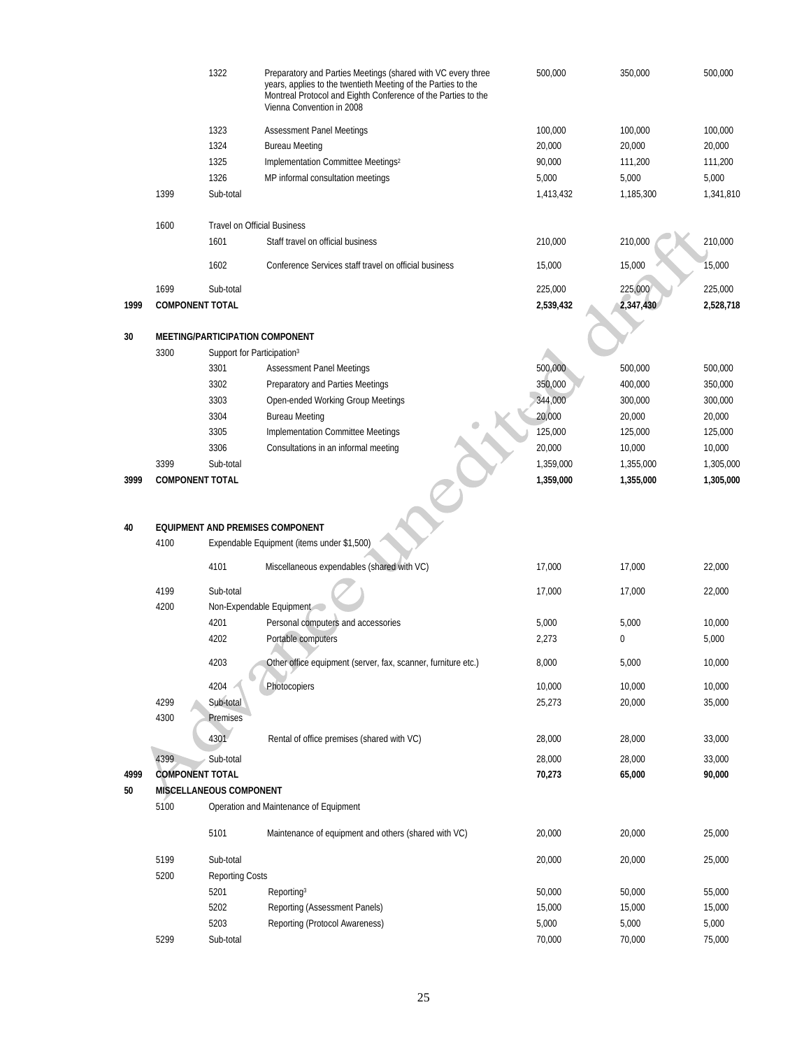| | | | | | | |
|---|---|---|---|---|---|---|
| | | 1322 | Preparatory and Parties Meetings (shared with VC every three years, applies to the twentieth Meeting of the Parties to the Montreal Protocol and Eighth Conference of the Parties to the Vienna Convention in 2008 | 500,000 | 350,000 | 500,000 |
| | | 1323 | Assessment Panel Meetings | 100,000 | 100,000 | 100,000 |
| | | 1324 | Bureau Meeting | 20,000 | 20,000 | 20,000 |
| | | 1325 | Implementation Committee Meetings[2] | 90,000 | 111,200 | 111,200 |
| | | 1326 | MP informal consultation meetings | 5,000 | 5,000 | 5,000 |
| | 1399 | Sub-total | | 1,413,432 | 1,185,300 | 1,341,810 |
| | 1600 | Travel on Official Business | | | | |
| | | 1601 | Staff travel on official business | 210,000 | 210,000 | 210,000 |
| | | 1602 | Conference Services staff travel on official business | 15,000 | 15,000 | 15,000 |
| | 1699 | Sub-total | | 225,000 | 225,000 | 225,000 |
| **1999** | **COMPONENT TOTAL** | | | **2,539,432** | **2,347,430** | **2,528,718** |
| **30** | **MEETING/PARTICIPATION COMPONENT** | | | | | |
| | 3300 | Support for Participation[3] | | | | |
| | | 3301 | Assessment Panel Meetings | 500,000 | 500,000 | 500,000 |
| | | 3302 | Preparatory and Parties Meetings | 350,000 | 400,000 | 350,000 |
| | | 3303 | Open-ended Working Group Meetings | 344,000 | 300,000 | 300,000 |
| | | 3304 | Bureau Meeting | 20,000 | 20,000 | 20,000 |
| | | 3305 | Implementation Committee Meetings | 125,000 | 125,000 | 125,000 |
| | | 3306 | Consultations in an informal meeting | 20,000 | 10,000 | 10,000 |
| | 3399 | Sub-total | | 1,359,000 | 1,355,000 | 1,305,000 |
| **3999** | **COMPONENT TOTAL** | | | **1,359,000** | **1,355,000** | **1,305,000** |
| **40** | **EQUIPMENT AND PREMISES COMPONENT** | | | | | |
| | 4100 | Expendable Equipment (items under $1,500) | | | | |
| | | 4101 | Miscellaneous expendables (shared with VC) | 17,000 | 17,000 | 22,000 |
| | 4199 | Sub-total | | 17,000 | 17,000 | 22,000 |
| | 4200 | Non-Expendable Equipment | | | | |
| | | 4201 | Personal computers and accessories | 5,000 | 5,000 | 10,000 |
| | | 4202 | Portable computers | 2,273 | 0 | 5,000 |
| | | 4203 | Other office equipment (server, fax, scanner, furniture etc.) | 8,000 | 5,000 | 10,000 |
| | | 4204 | Photocopiers | 10,000 | 10,000 | 10,000 |
| | 4299 | Sub-total | | 25,273 | 20,000 | 35,000 |
| | 4300 | Premises | | | | |
| | | 4301 | Rental of office premises (shared with VC) | 28,000 | 28,000 | 33,000 |
| | 4399 | Sub-total | | 28,000 | 28,000 | 33,000 |
| **4999** | **COMPONENT TOTAL** | | | **70,273** | **65,000** | **90,000** |
| **50** | **MISCELLANEOUS COMPONENT** | | | | | |
| | 5100 | Operation and Maintenance of Equipment | | | | |
| | | 5101 | Maintenance of equipment and others (shared with VC) | 20,000 | 20,000 | 25,000 |
| | 5199 | Sub-total | | 20,000 | 20,000 | 25,000 |
| | 5200 | Reporting Costs | | | | |
| | | 5201 | Reporting[3] | 50,000 | 50,000 | 55,000 |
| | | 5202 | Reporting (Assessment Panels) | 15,000 | 15,000 | 15,000 |
| | | 5203 | Reporting (Protocol Awareness) | 5,000 | 5,000 | 5,000 |
| | 5299 | Sub-total | | 70,000 | 70,000 | 75,000 |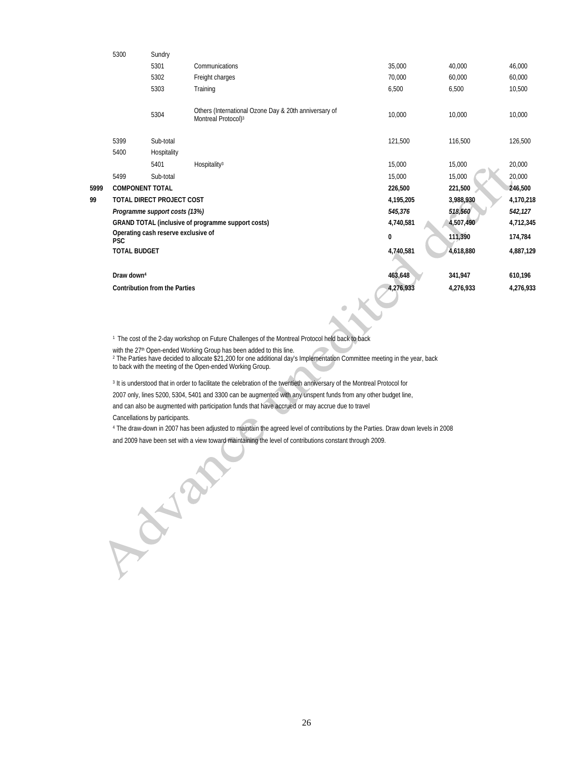| | | | | | | |
|---|---|---|---|---|---|---|
| | 5300 | Sundry | | | | |
| | | 5301 | Communications | 35,000 | 40,000 | 46,000 |
| | | 5302 | Freight charges | 70,000 | 60,000 | 60,000 |
| | | 5303 | Training | 6,500 | 6,500 | 10,500 |
| | | 5304 | Others (International Ozone Day & 20th anniversary of Montreal Protocol)[3] | 10,000 | 10,000 | 10,000 |
| | 5399 | Sub-total | | 121,500 | 116,500 | 126,500 |
| | 5400 | Hospitality | | | | |
| | | 5401 | Hospitality[3] | 15,000 | 15,000 | 20,000 |
| | 5499 | Sub-total | | 15,000 | 15,000 | 20,000 |
| **5999** | **COMPONENT TOTAL** | | | **226,500** | **221,500** | **246,500** |
| **99** | **TOTAL DIRECT PROJECT COST** | | | **4,195,205** | **3,988,930** | **4,170,218** |
| | ***Programme support costs (13%)*** | | | ***545,376*** | ***518,560*** | ***542,127*** |
| | **GRAND TOTAL (inclusive of programme support costs)** | | | **4,740,581** | **4,507,490** | **4,712,345** |
| | **Operating cash reserve exclusive of PSC** | | | **0** | **111,390** | **174,784** |
| | **TOTAL BUDGET** | | | **4,740,581** | **4,618,880** | **4,887,129** |
| | **Draw down[4]** | | | **463,648** | **341,947** | **610,196** |
| | **Contribution from the Parties** | | | **4,276,933** | **4,276,933** | **4,276,933** |

[1] The cost of the 2-day workshop on Future Challenges of the Montreal Protocol held back to back with the 27th Open-ended Working Group has been added to this line.

[2] The Parties have decided to allocate $21,200 for one additional day's Implementation Committee meeting in the year, back to back with the meeting of the Open-ended Working Group.

[3] It is understood that in order to facilitate the celebration of the twentieth anniversary of the Montreal Protocol for 2007 only, lines 5200, 5304, 5401 and 3300 can be augmented with any unspent funds from any other budget line, and can also be augmented with participation funds that have accrued or may accrue due to travel Cancellations by participants.

[4] The draw-down in 2007 has been adjusted to maintain the agreed level of contributions by the Parties. Draw down levels in 2008 and 2009 have been set with a view toward maintaining the level of contributions constant through 2009.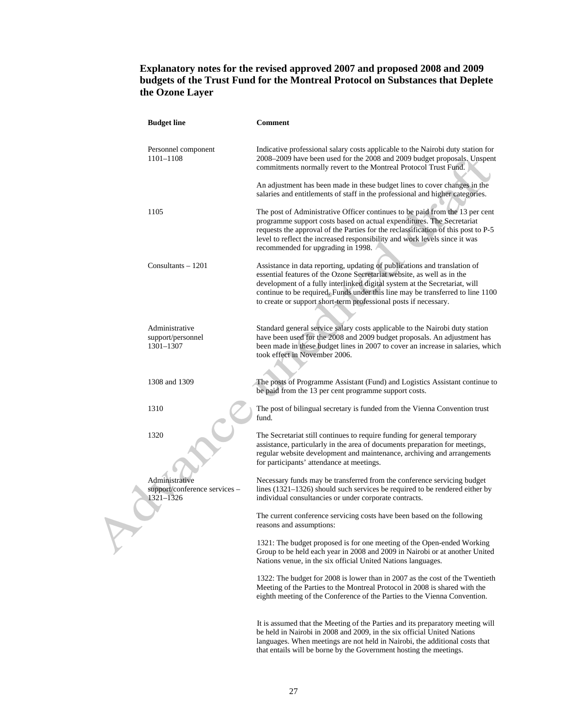**Explanatory notes for the revised approved 2007 and proposed 2008 and 2009 budgets of the Trust Fund for the Montreal Protocol on Substances that Deplete the Ozone Layer**

| Budget line | Comment |
| --- | --- |
| Personnel component 1101–1108 | Indicative professional salary costs applicable to the Nairobi duty station for 2008–2009 have been used for the 2008 and 2009 budget proposals. Unspent commitments normally revert to the Montreal Protocol Trust Fund.<br><br>An adjustment has been made in these budget lines to cover changes in the salaries and entitlements of staff in the professional and higher categories. |
| 1105 | The post of Administrative Officer continues to be paid from the 13 per cent programme support costs based on actual expenditures. The Secretariat requests the approval of the Parties for the reclassification of this post to P-5 level to reflect the increased responsibility and work levels since it was recommended for upgrading in 1998. |
| Consultants – 1201 | Assistance in data reporting, updating of publications and translation of essential features of the Ozone Secretariat website, as well as in the development of a fully interlinked digital system at the Secretariat, will continue to be required. Funds under this line may be transferred to line 1100 to create or support short-term professional posts if necessary. |
| Administrative support/personnel 1301–1307 | Standard general service salary costs applicable to the Nairobi duty station have been used for the 2008 and 2009 budget proposals. An adjustment has been made in these budget lines in 2007 to cover an increase in salaries, which took effect in November 2006. |
| 1308 and 1309 | The posts of Programme Assistant (Fund) and Logistics Assistant continue to be paid from the 13 per cent programme support costs. |
| 1310 | The post of bilingual secretary is funded from the Vienna Convention trust fund. |
| 1320 | The Secretariat still continues to require funding for general temporary assistance, particularly in the area of documents preparation for meetings, regular website development and maintenance, archiving and arrangements for participants' attendance at meetings. |
| Administrative support/conference services – 1321–1326 | Necessary funds may be transferred from the conference servicing budget lines (1321–1326) should such services be required to be rendered either by individual consultancies or under corporate contracts.<br><br>The current conference servicing costs have been based on the following reasons and assumptions:<br><br>1321: The budget proposed is for one meeting of the Open-ended Working Group to be held each year in 2008 and 2009 in Nairobi or at another United Nations venue, in the six official United Nations languages.<br><br>1322: The budget for 2008 is lower than in 2007 as the cost of the Twentieth Meeting of the Parties to the Montreal Protocol in 2008 is shared with the eighth meeting of the Conference of the Parties to the Vienna Convention.<br><br>It is assumed that the Meeting of the Parties and its preparatory meeting will be held in Nairobi in 2008 and 2009, in the six official United Nations languages. When meetings are not held in Nairobi, the additional costs that that entails will be borne by the Government hosting the meetings. |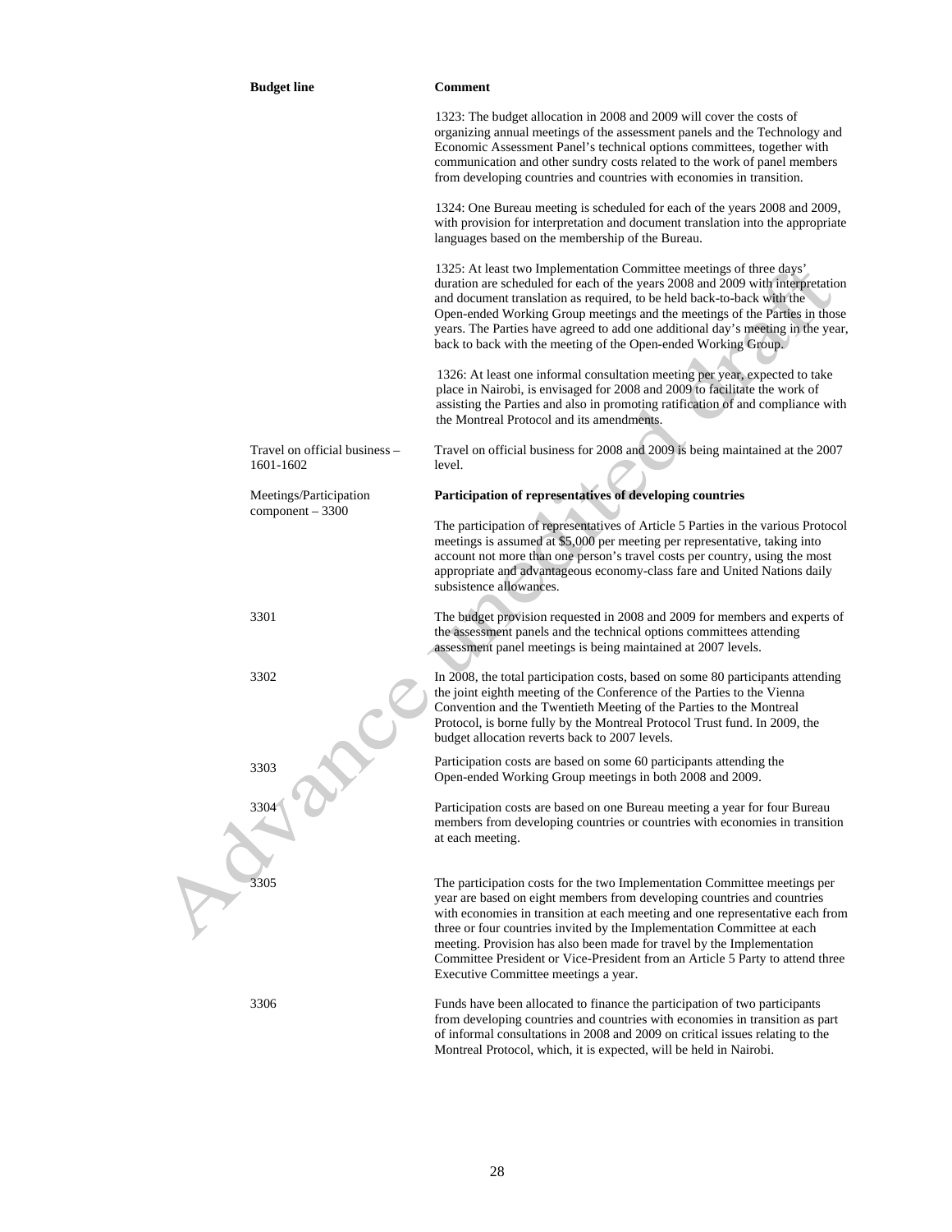| Budget line | Comment |
|---|---|
| | 1323: The budget allocation in 2008 and 2009 will cover the costs of organizing annual meetings of the assessment panels and the Technology and Economic Assessment Panel's technical options committees, together with communication and other sundry costs related to the work of panel members from developing countries and countries with economies in transition. |
| | 1324: One Bureau meeting is scheduled for each of the years 2008 and 2009, with provision for interpretation and document translation into the appropriate languages based on the membership of the Bureau. |
| | 1325: At least two Implementation Committee meetings of three days' duration are scheduled for each of the years 2008 and 2009 with interpretation and document translation as required, to be held back-to-back with the Open-ended Working Group meetings and the meetings of the Parties in those years. The Parties have agreed to add one additional day's meeting in the year, back to back with the meeting of the Open-ended Working Group. |
| | 1326: At least one informal consultation meeting per year, expected to take place in Nairobi, is envisaged for 2008 and 2009 to facilitate the work of assisting the Parties and also in promoting ratification of and compliance with the Montreal Protocol and its amendments. |
| Travel on official business – 1601-1602 | Travel on official business for 2008 and 2009 is being maintained at the 2007 level. |
| Meetings/Participation component – 3300 | **Participation of representatives of developing countries**<br><br>The participation of representatives of Article 5 Parties in the various Protocol meetings is assumed at $5,000 per meeting per representative, taking into account not more than one person's travel costs per country, using the most appropriate and advantageous economy-class fare and United Nations daily subsistence allowances. |
| 3301 | The budget provision requested in 2008 and 2009 for members and experts of the assessment panels and the technical options committees attending assessment panel meetings is being maintained at 2007 levels. |
| 3302 | In 2008, the total participation costs, based on some 80 participants attending the joint eighth meeting of the Conference of the Parties to the Vienna Convention and the Twentieth Meeting of the Parties to the Montreal Protocol, is borne fully by the Montreal Protocol Trust fund. In 2009, the budget allocation reverts back to 2007 levels. |
| 3303 | Participation costs are based on some 60 participants attending the Open-ended Working Group meetings in both 2008 and 2009. |
| 3304 | Participation costs are based on one Bureau meeting a year for four Bureau members from developing countries or countries with economies in transition at each meeting. |
| 3305 | The participation costs for the two Implementation Committee meetings per year are based on eight members from developing countries and countries with economies in transition at each meeting and one representative each from three or four countries invited by the Implementation Committee at each meeting. Provision has also been made for travel by the Implementation Committee President or Vice-President from an Article 5 Party to attend three Executive Committee meetings a year. |
| 3306 | Funds have been allocated to finance the participation of two participants from developing countries and countries with economies in transition as part of informal consultations in 2008 and 2009 on critical issues relating to the Montreal Protocol, which, it is expected, will be held in Nairobi. |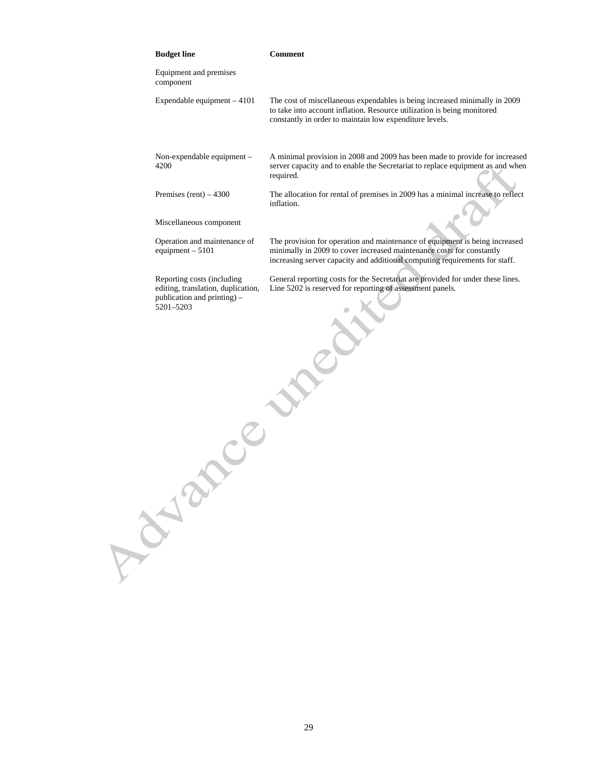| Budget line | Comment |
| --- | --- |
| Equipment and premises component | |
| Expendable equipment – 4101 | The cost of miscellaneous expendables is being increased minimally in 2009 to take into account inflation. Resource utilization is being monitored constantly in order to maintain low expenditure levels. |
| Non-expendable equipment – 4200 | A minimal provision in 2008 and 2009 has been made to provide for increased server capacity and to enable the Secretariat to replace equipment as and when required. |
| Premises (rent) – 4300 | The allocation for rental of premises in 2009 has a minimal increase to reflect inflation. |
| Miscellaneous component | |
| Operation and maintenance of equipment – 5101 | The provision for operation and maintenance of equipment is being increased minimally in 2009 to cover increased maintenance costs for constantly increasing server capacity and additional computing requirements for staff. |
| Reporting costs (including editing, translation, duplication, publication and printing) – 5201–5203 | General reporting costs for the Secretariat are provided for under these lines. Line 5202 is reserved for reporting of assessment panels. |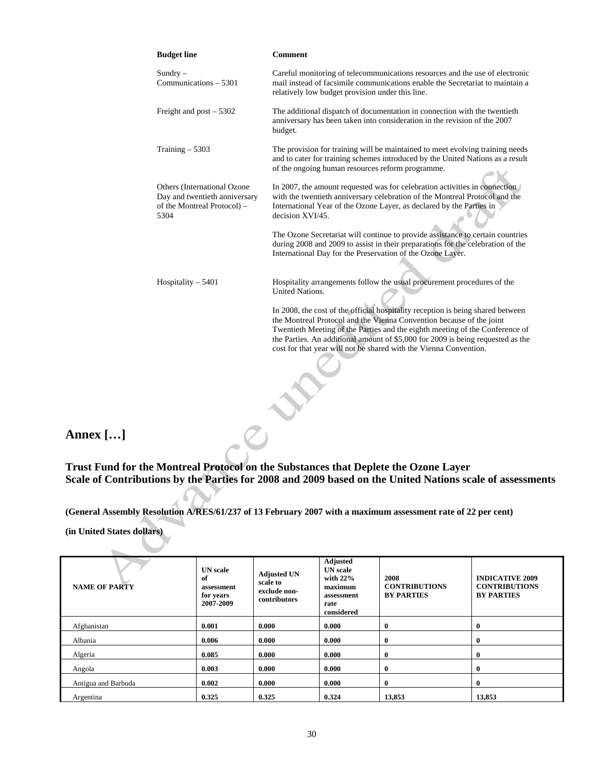| Budget line | Comment |
|---|---|
| Sundry – Communications – 5301 | Careful monitoring of telecommunications resources and the use of electronic mail instead of facsimile communications enable the Secretariat to maintain a relatively low budget provision under this line. |
| Freight and post – 5302 | The additional dispatch of documentation in connection with the twentieth anniversary has been taken into consideration in the revision of the 2007 budget. |
| Training – 5303 | The provision for training will be maintained to meet evolving training needs and to cater for training schemes introduced by the United Nations as a result of the ongoing human resources reform programme. |
| Others (International Ozone Day and twentieth anniversary of the Montreal Protocol) – 5304 | In 2007, the amount requested was for celebration activities in connection with the twentieth anniversary celebration of the Montreal Protocol and the International Year of the Ozone Layer, as declared by the Parties in decision XVI/45.<br><br>The Ozone Secretariat will continue to provide assistance to certain countries during 2008 and 2009 to assist in their preparations for the celebration of the International Day for the Preservation of the Ozone Layer. |
| Hospitality – 5401 | Hospitality arrangements follow the usual procurement procedures of the United Nations.<br><br>In 2008, the cost of the official hospitality reception is being shared between the Montreal Protocol and the Vienna Convention because of the joint Twentieth Meeting of the Parties and the eighth meeting of the Conference of the Parties. An additional amount of $5,000 for 2009 is being requested as the cost for that year will not be shared with the Vienna Convention. |

# Annex […]

## Trust Fund for the Montreal Protocol on the Substances that Deplete the Ozone Layer
## Scale of Contributions by the Parties for 2008 and 2009 based on the United Nations scale of assessments

**(General Assembly Resolution A/RES/61/237 of 13 February 2007 with a maximum assessment rate of 22 per cent)**

**(in United States dollars)**

| NAME OF PARTY | UN scale of assessment for years 2007-2009 | Adjusted UN scale to exclude non-contributors | Adjusted UN scale with 22% maximum assessment rate considered | 2008 CONTRIBUTIONS BY PARTIES | INDICATIVE 2009 CONTRIBUTIONS BY PARTIES |
|---|---|---|---|---|---|
| Afghanistan | 0.001 | 0.000 | 0.000 | 0 | 0 |
| Albania | 0.006 | 0.000 | 0.000 | 0 | 0 |
| Algeria | 0.085 | 0.000 | 0.000 | 0 | 0 |
| Angola | 0.003 | 0.000 | 0.000 | 0 | 0 |
| Antigua and Barbuda | 0.002 | 0.000 | 0.000 | 0 | 0 |
| Argentina | 0.325 | 0.325 | 0.324 | 13,853 | 13,853 |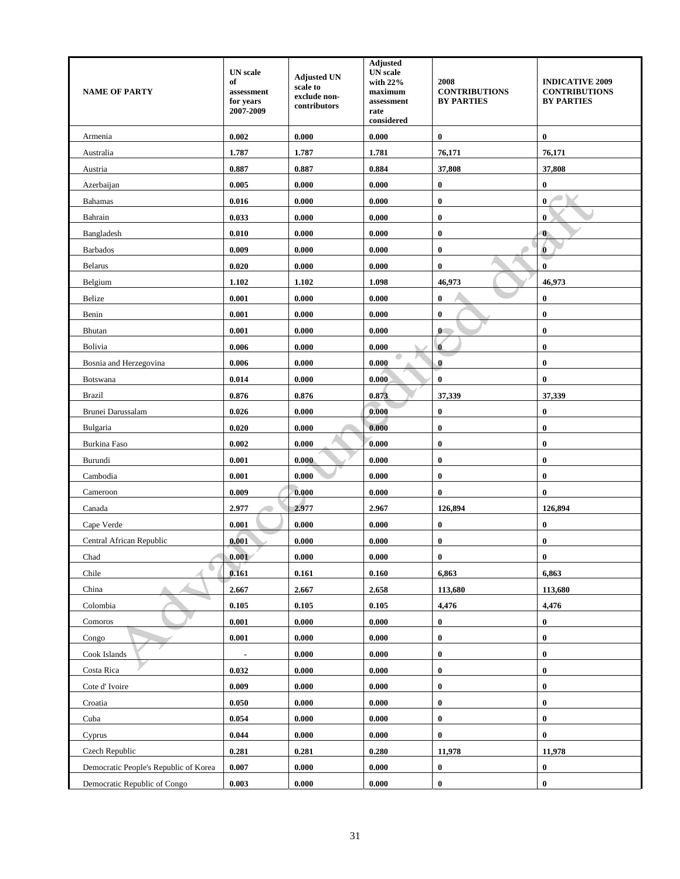| NAME OF PARTY | UN scale of assessment for years 2007-2009 | Adjusted UN scale to exclude non-contributors | Adjusted UN scale with 22% maximum assessment rate considered | 2008 CONTRIBUTIONS BY PARTIES | INDICATIVE 2009 CONTRIBUTIONS BY PARTIES |
|---|---|---|---|---|---|
| Armenia | 0.002 | 0.000 | 0.000 | 0 | 0 |
| Australia | 1.787 | 1.787 | 1.781 | 76,171 | 76,171 |
| Austria | 0.887 | 0.887 | 0.884 | 37,808 | 37,808 |
| Azerbaijan | 0.005 | 0.000 | 0.000 | 0 | 0 |
| Bahamas | 0.016 | 0.000 | 0.000 | 0 | 0 |
| Bahrain | 0.033 | 0.000 | 0.000 | 0 | 0 |
| Bangladesh | 0.010 | 0.000 | 0.000 | 0 | 0 |
| Barbados | 0.009 | 0.000 | 0.000 | 0 | 0 |
| Belarus | 0.020 | 0.000 | 0.000 | 0 | 0 |
| Belgium | 1.102 | 1.102 | 1.098 | 46,973 | 46,973 |
| Belize | 0.001 | 0.000 | 0.000 | 0 | 0 |
| Benin | 0.001 | 0.000 | 0.000 | 0 | 0 |
| Bhutan | 0.001 | 0.000 | 0.000 | 0 | 0 |
| Bolivia | 0.006 | 0.000 | 0.000 | 0 | 0 |
| Bosnia and Herzegovina | 0.006 | 0.000 | 0.000 | 0 | 0 |
| Botswana | 0.014 | 0.000 | 0.000 | 0 | 0 |
| Brazil | 0.876 | 0.876 | 0.873 | 37,339 | 37,339 |
| Brunei Darussalam | 0.026 | 0.000 | 0.000 | 0 | 0 |
| Bulgaria | 0.020 | 0.000 | 0.000 | 0 | 0 |
| Burkina Faso | 0.002 | 0.000 | 0.000 | 0 | 0 |
| Burundi | 0.001 | 0.000 | 0.000 | 0 | 0 |
| Cambodia | 0.001 | 0.000 | 0.000 | 0 | 0 |
| Cameroon | 0.009 | 0.000 | 0.000 | 0 | 0 |
| Canada | 2.977 | 2.977 | 2.967 | 126,894 | 126,894 |
| Cape Verde | 0.001 | 0.000 | 0.000 | 0 | 0 |
| Central African Republic | 0.001 | 0.000 | 0.000 | 0 | 0 |
| Chad | 0.001 | 0.000 | 0.000 | 0 | 0 |
| Chile | 0.161 | 0.161 | 0.160 | 6,863 | 6,863 |
| China | 2.667 | 2.667 | 2.658 | 113,680 | 113,680 |
| Colombia | 0.105 | 0.105 | 0.105 | 4,476 | 4,476 |
| Comoros | 0.001 | 0.000 | 0.000 | 0 | 0 |
| Congo | 0.001 | 0.000 | 0.000 | 0 | 0 |
| Cook Islands | - | 0.000 | 0.000 | 0 | 0 |
| Costa Rica | 0.032 | 0.000 | 0.000 | 0 | 0 |
| Cote d' Ivoire | 0.009 | 0.000 | 0.000 | 0 | 0 |
| Croatia | 0.050 | 0.000 | 0.000 | 0 | 0 |
| Cuba | 0.054 | 0.000 | 0.000 | 0 | 0 |
| Cyprus | 0.044 | 0.000 | 0.000 | 0 | 0 |
| Czech Republic | 0.281 | 0.281 | 0.280 | 11,978 | 11,978 |
| Democratic People's Republic of Korea | 0.007 | 0.000 | 0.000 | 0 | 0 |
| Democratic Republic of Congo | 0.003 | 0.000 | 0.000 | 0 | 0 |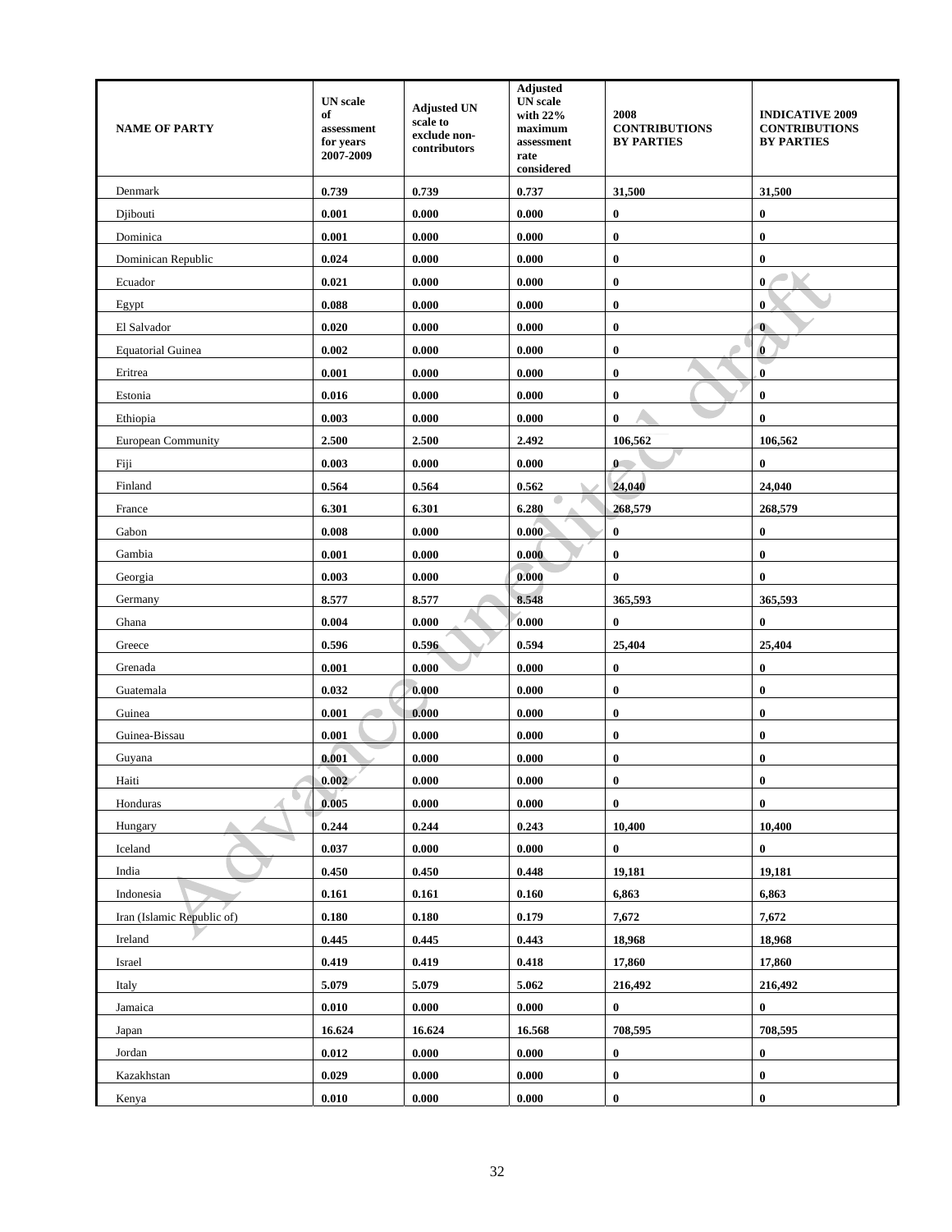| NAME OF PARTY | UN scale of assessment for years 2007-2009 | Adjusted UN scale to exclude non-contributors | Adjusted UN scale with 22% maximum assessment rate considered | 2008 CONTRIBUTIONS BY PARTIES | INDICATIVE 2009 CONTRIBUTIONS BY PARTIES |
|---|---|---|---|---|---|
| Denmark | **0.739** | **0.739** | **0.737** | **31,500** | **31,500** |
| Djibouti | **0.001** | **0.000** | **0.000** | **0** | **0** |
| Dominica | **0.001** | **0.000** | **0.000** | **0** | **0** |
| Dominican Republic | **0.024** | **0.000** | **0.000** | **0** | **0** |
| Ecuador | **0.021** | **0.000** | **0.000** | **0** | **0** |
| Egypt | **0.088** | **0.000** | **0.000** | **0** | **0** |
| El Salvador | **0.020** | **0.000** | **0.000** | **0** | **0** |
| Equatorial Guinea | **0.002** | **0.000** | **0.000** | **0** | **0** |
| Eritrea | **0.001** | **0.000** | **0.000** | **0** | **0** |
| Estonia | **0.016** | **0.000** | **0.000** | **0** | **0** |
| Ethiopia | **0.003** | **0.000** | **0.000** | **0** | **0** |
| European Community | **2.500** | **2.500** | **2.492** | **106,562** | **106,562** |
| Fiji | **0.003** | **0.000** | **0.000** | **0** | **0** |
| Finland | **0.564** | **0.564** | **0.562** | **24,040** | **24,040** |
| France | **6.301** | **6.301** | **6.280** | **268,579** | **268,579** |
| Gabon | **0.008** | **0.000** | **0.000** | **0** | **0** |
| Gambia | **0.001** | **0.000** | **0.000** | **0** | **0** |
| Georgia | **0.003** | **0.000** | **0.000** | **0** | **0** |
| Germany | **8.577** | **8.577** | **8.548** | **365,593** | **365,593** |
| Ghana | **0.004** | **0.000** | **0.000** | **0** | **0** |
| Greece | **0.596** | **0.596** | **0.594** | **25,404** | **25,404** |
| Grenada | **0.001** | **0.000** | **0.000** | **0** | **0** |
| Guatemala | **0.032** | **0.000** | **0.000** | **0** | **0** |
| Guinea | **0.001** | **0.000** | **0.000** | **0** | **0** |
| Guinea-Bissau | **0.001** | **0.000** | **0.000** | **0** | **0** |
| Guyana | **0.001** | **0.000** | **0.000** | **0** | **0** |
| Haiti | **0.002** | **0.000** | **0.000** | **0** | **0** |
| Honduras | **0.005** | **0.000** | **0.000** | **0** | **0** |
| Hungary | **0.244** | **0.244** | **0.243** | **10,400** | **10,400** |
| Iceland | **0.037** | **0.000** | **0.000** | **0** | **0** |
| India | **0.450** | **0.450** | **0.448** | **19,181** | **19,181** |
| Indonesia | **0.161** | **0.161** | **0.160** | **6,863** | **6,863** |
| Iran (Islamic Republic of) | **0.180** | **0.180** | **0.179** | **7,672** | **7,672** |
| Ireland | **0.445** | **0.445** | **0.443** | **18,968** | **18,968** |
| Israel | **0.419** | **0.419** | **0.418** | **17,860** | **17,860** |
| Italy | **5.079** | **5.079** | **5.062** | **216,492** | **216,492** |
| Jamaica | **0.010** | **0.000** | **0.000** | **0** | **0** |
| Japan | **16.624** | **16.624** | **16.568** | **708,595** | **708,595** |
| Jordan | **0.012** | **0.000** | **0.000** | **0** | **0** |
| Kazakhstan | **0.029** | **0.000** | **0.000** | **0** | **0** |
| Kenya | **0.010** | **0.000** | **0.000** | **0** | **0** |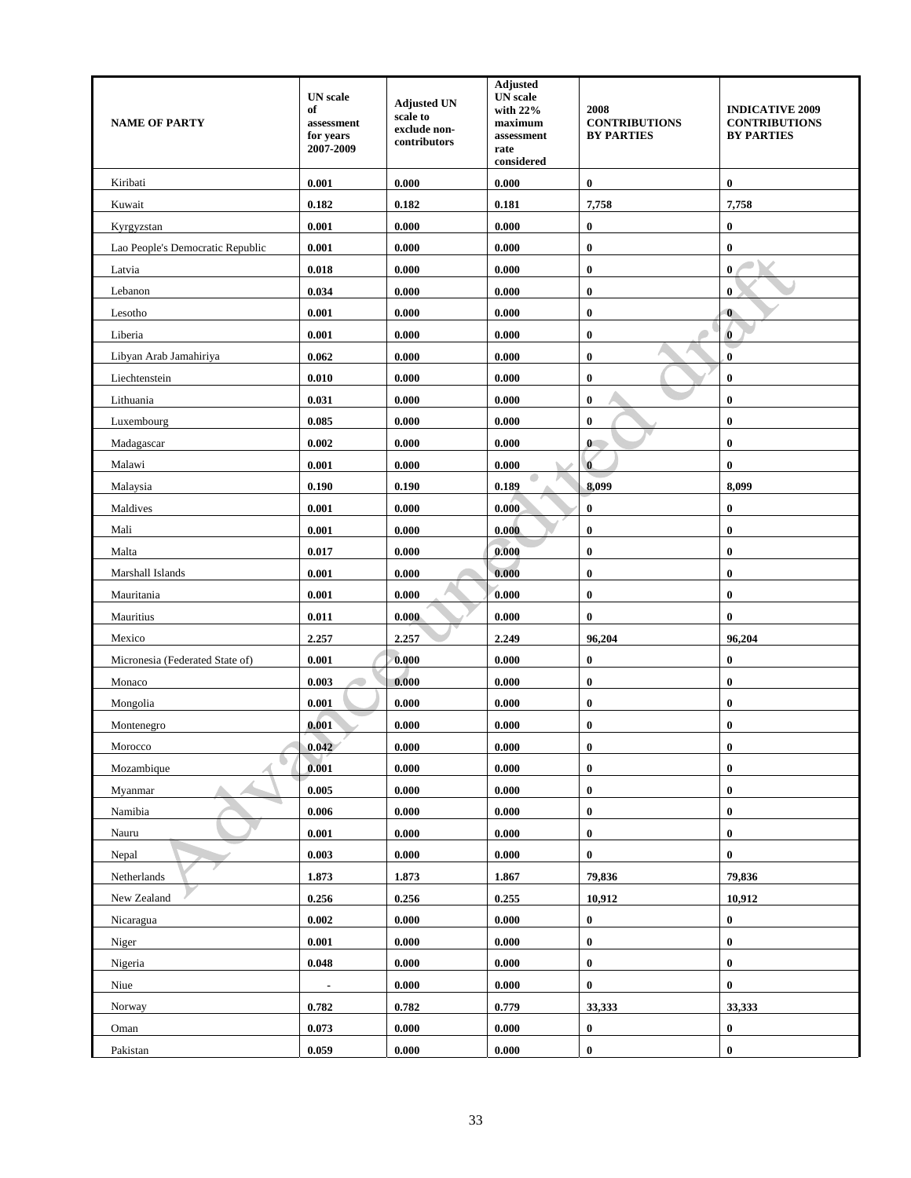| NAME OF PARTY | UN scale of assessment for years 2007-2009 | Adjusted UN scale to exclude non-contributors | Adjusted UN scale with 22% maximum assessment rate considered | 2008 CONTRIBUTIONS BY PARTIES | INDICATIVE 2009 CONTRIBUTIONS BY PARTIES |
|---|---|---|---|---|---|
| Kiribati | 0.001 | 0.000 | 0.000 | 0 | 0 |
| Kuwait | 0.182 | 0.182 | 0.181 | 7,758 | 7,758 |
| Kyrgyzstan | 0.001 | 0.000 | 0.000 | 0 | 0 |
| Lao People's Democratic Republic | 0.001 | 0.000 | 0.000 | 0 | 0 |
| Latvia | 0.018 | 0.000 | 0.000 | 0 | 0 |
| Lebanon | 0.034 | 0.000 | 0.000 | 0 | 0 |
| Lesotho | 0.001 | 0.000 | 0.000 | 0 | 0 |
| Liberia | 0.001 | 0.000 | 0.000 | 0 | 0 |
| Libyan Arab Jamahiriya | 0.062 | 0.000 | 0.000 | 0 | 0 |
| Liechtenstein | 0.010 | 0.000 | 0.000 | 0 | 0 |
| Lithuania | 0.031 | 0.000 | 0.000 | 0 | 0 |
| Luxembourg | 0.085 | 0.000 | 0.000 | 0 | 0 |
| Madagascar | 0.002 | 0.000 | 0.000 | 0 | 0 |
| Malawi | 0.001 | 0.000 | 0.000 | 0 | 0 |
| Malaysia | 0.190 | 0.190 | 0.189 | 8,099 | 8,099 |
| Maldives | 0.001 | 0.000 | 0.000 | 0 | 0 |
| Mali | 0.001 | 0.000 | 0.000 | 0 | 0 |
| Malta | 0.017 | 0.000 | 0.000 | 0 | 0 |
| Marshall Islands | 0.001 | 0.000 | 0.000 | 0 | 0 |
| Mauritania | 0.001 | 0.000 | 0.000 | 0 | 0 |
| Mauritius | 0.011 | 0.000 | 0.000 | 0 | 0 |
| Mexico | 2.257 | 2.257 | 2.249 | 96,204 | 96,204 |
| Micronesia (Federated State of) | 0.001 | 0.000 | 0.000 | 0 | 0 |
| Monaco | 0.003 | 0.000 | 0.000 | 0 | 0 |
| Mongolia | 0.001 | 0.000 | 0.000 | 0 | 0 |
| Montenegro | 0.001 | 0.000 | 0.000 | 0 | 0 |
| Morocco | 0.042 | 0.000 | 0.000 | 0 | 0 |
| Mozambique | 0.001 | 0.000 | 0.000 | 0 | 0 |
| Myanmar | 0.005 | 0.000 | 0.000 | 0 | 0 |
| Namibia | 0.006 | 0.000 | 0.000 | 0 | 0 |
| Nauru | 0.001 | 0.000 | 0.000 | 0 | 0 |
| Nepal | 0.003 | 0.000 | 0.000 | 0 | 0 |
| Netherlands | 1.873 | 1.873 | 1.867 | 79,836 | 79,836 |
| New Zealand | 0.256 | 0.256 | 0.255 | 10,912 | 10,912 |
| Nicaragua | 0.002 | 0.000 | 0.000 | 0 | 0 |
| Niger | 0.001 | 0.000 | 0.000 | 0 | 0 |
| Nigeria | 0.048 | 0.000 | 0.000 | 0 | 0 |
| Niue | - | 0.000 | 0.000 | 0 | 0 |
| Norway | 0.782 | 0.782 | 0.779 | 33,333 | 33,333 |
| Oman | 0.073 | 0.000 | 0.000 | 0 | 0 |
| Pakistan | 0.059 | 0.000 | 0.000 | 0 | 0 |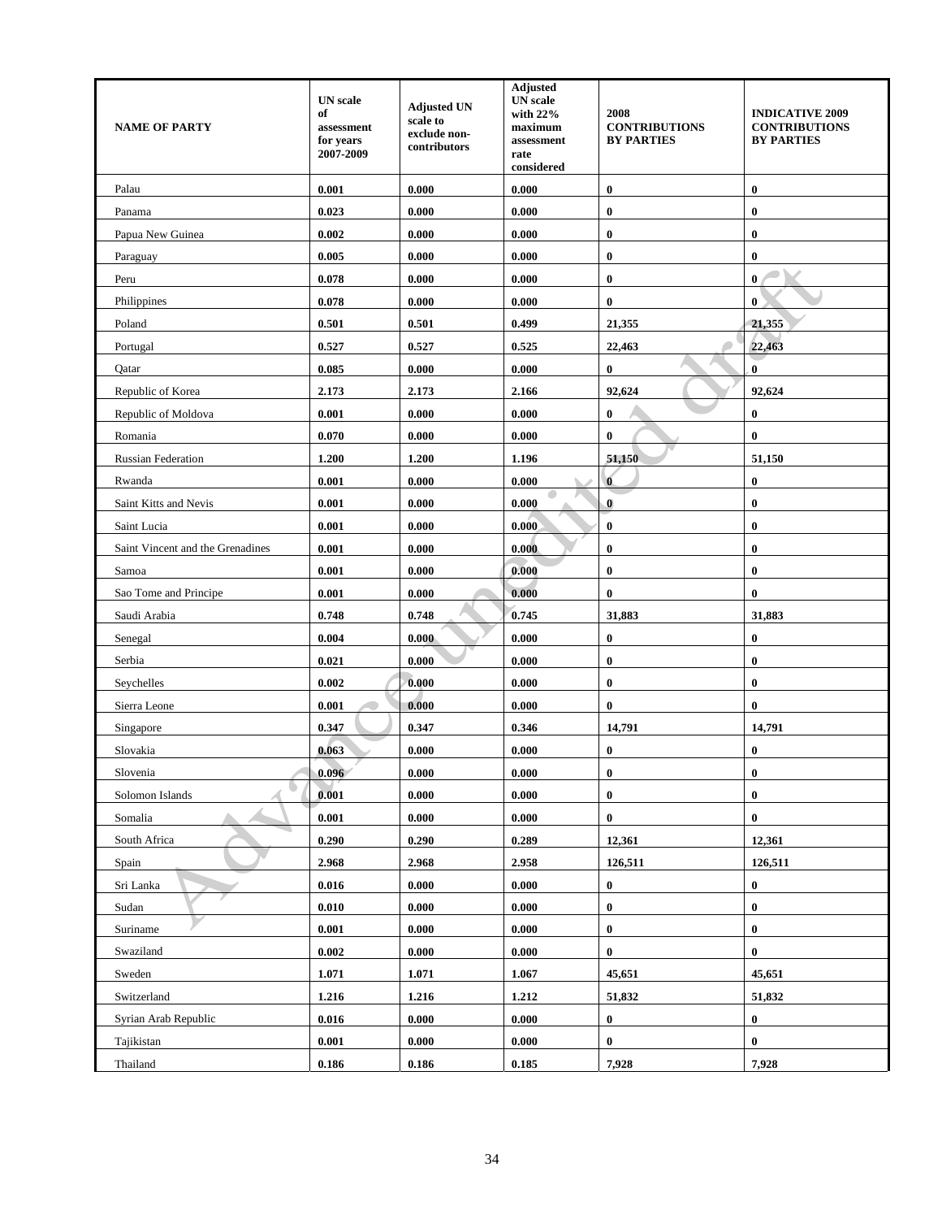| NAME OF PARTY | UN scale of assessment for years 2007-2009 | Adjusted UN scale to exclude non-contributors | Adjusted UN scale with 22% maximum assessment rate considered | 2008 CONTRIBUTIONS BY PARTIES | INDICATIVE 2009 CONTRIBUTIONS BY PARTIES |
|---|---|---|---|---|---|
| Palau | **0.001** | **0.000** | **0.000** | **0** | **0** |
| Panama | **0.023** | **0.000** | **0.000** | **0** | **0** |
| Papua New Guinea | **0.002** | **0.000** | **0.000** | **0** | **0** |
| Paraguay | **0.005** | **0.000** | **0.000** | **0** | **0** |
| Peru | **0.078** | **0.000** | **0.000** | **0** | **0** |
| Philippines | **0.078** | **0.000** | **0.000** | **0** | **0** |
| Poland | **0.501** | **0.501** | **0.499** | **21,355** | **21,355** |
| Portugal | **0.527** | **0.527** | **0.525** | **22,463** | **22,463** |
| Qatar | **0.085** | **0.000** | **0.000** | **0** | **0** |
| Republic of Korea | **2.173** | **2.173** | **2.166** | **92,624** | **92,624** |
| Republic of Moldova | **0.001** | **0.000** | **0.000** | **0** | **0** |
| Romania | **0.070** | **0.000** | **0.000** | **0** | **0** |
| Russian Federation | **1.200** | **1.200** | **1.196** | **51,150** | **51,150** |
| Rwanda | **0.001** | **0.000** | **0.000** | **0** | **0** |
| Saint Kitts and Nevis | **0.001** | **0.000** | **0.000** | **0** | **0** |
| Saint Lucia | **0.001** | **0.000** | **0.000** | **0** | **0** |
| Saint Vincent and the Grenadines | **0.001** | **0.000** | **0.000** | **0** | **0** |
| Samoa | **0.001** | **0.000** | **0.000** | **0** | **0** |
| Sao Tome and Principe | **0.001** | **0.000** | **0.000** | **0** | **0** |
| Saudi Arabia | **0.748** | **0.748** | **0.745** | **31,883** | **31,883** |
| Senegal | **0.004** | **0.000** | **0.000** | **0** | **0** |
| Serbia | **0.021** | **0.000** | **0.000** | **0** | **0** |
| Seychelles | **0.002** | **0.000** | **0.000** | **0** | **0** |
| Sierra Leone | **0.001** | **0.000** | **0.000** | **0** | **0** |
| Singapore | **0.347** | **0.347** | **0.346** | **14,791** | **14,791** |
| Slovakia | **0.063** | **0.000** | **0.000** | **0** | **0** |
| Slovenia | **0.096** | **0.000** | **0.000** | **0** | **0** |
| Solomon Islands | **0.001** | **0.000** | **0.000** | **0** | **0** |
| Somalia | **0.001** | **0.000** | **0.000** | **0** | **0** |
| South Africa | **0.290** | **0.290** | **0.289** | **12,361** | **12,361** |
| Spain | **2.968** | **2.968** | **2.958** | **126,511** | **126,511** |
| Sri Lanka | **0.016** | **0.000** | **0.000** | **0** | **0** |
| Sudan | **0.010** | **0.000** | **0.000** | **0** | **0** |
| Suriname | **0.001** | **0.000** | **0.000** | **0** | **0** |
| Swaziland | **0.002** | **0.000** | **0.000** | **0** | **0** |
| Sweden | **1.071** | **1.071** | **1.067** | **45,651** | **45,651** |
| Switzerland | **1.216** | **1.216** | **1.212** | **51,832** | **51,832** |
| Syrian Arab Republic | **0.016** | **0.000** | **0.000** | **0** | **0** |
| Tajikistan | **0.001** | **0.000** | **0.000** | **0** | **0** |
| Thailand | **0.186** | **0.186** | **0.185** | **7,928** | **7,928** |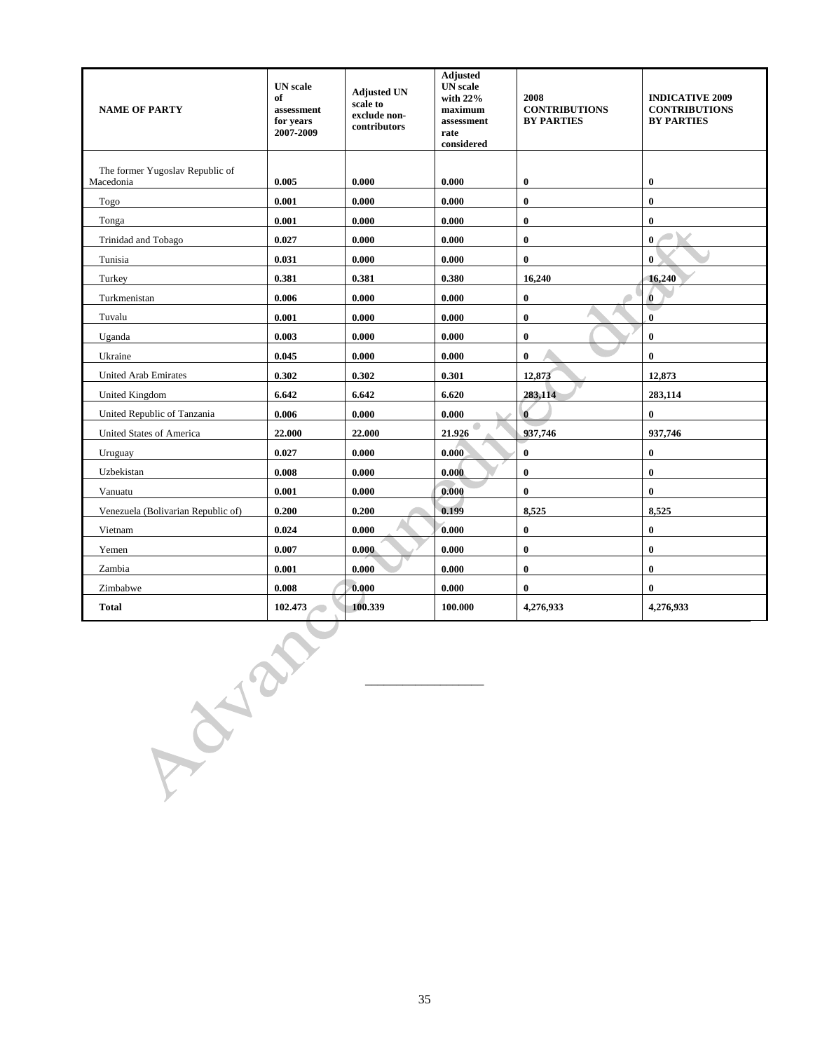| NAME OF PARTY | UN scale of assessment for years 2007-2009 | Adjusted UN scale to exclude non-contributors | Adjusted UN scale with 22% maximum assessment rate considered | 2008 CONTRIBUTIONS BY PARTIES | INDICATIVE 2009 CONTRIBUTIONS BY PARTIES |
|---|---|---|---|---|---|
| The former Yugoslav Republic of Macedonia | 0.005 | 0.000 | 0.000 | 0 | 0 |
| Togo | 0.001 | 0.000 | 0.000 | 0 | 0 |
| Tonga | 0.001 | 0.000 | 0.000 | 0 | 0 |
| Trinidad and Tobago | 0.027 | 0.000 | 0.000 | 0 | 0 |
| Tunisia | 0.031 | 0.000 | 0.000 | 0 | 0 |
| Turkey | 0.381 | 0.381 | 0.380 | 16,240 | 16,240 |
| Turkmenistan | 0.006 | 0.000 | 0.000 | 0 | 0 |
| Tuvalu | 0.001 | 0.000 | 0.000 | 0 | 0 |
| Uganda | 0.003 | 0.000 | 0.000 | 0 | 0 |
| Ukraine | 0.045 | 0.000 | 0.000 | 0 | 0 |
| United Arab Emirates | 0.302 | 0.302 | 0.301 | 12,873 | 12,873 |
| United Kingdom | 6.642 | 6.642 | 6.620 | 283,114 | 283,114 |
| United Republic of Tanzania | 0.006 | 0.000 | 0.000 | 0 | 0 |
| United States of America | 22.000 | 22.000 | 21.926 | 937,746 | 937,746 |
| Uruguay | 0.027 | 0.000 | 0.000 | 0 | 0 |
| Uzbekistan | 0.008 | 0.000 | 0.000 | 0 | 0 |
| Vanuatu | 0.001 | 0.000 | 0.000 | 0 | 0 |
| Venezuela (Bolivarian Republic of) | 0.200 | 0.200 | 0.199 | 8,525 | 8,525 |
| Vietnam | 0.024 | 0.000 | 0.000 | 0 | 0 |
| Yemen | 0.007 | 0.000 | 0.000 | 0 | 0 |
| Zambia | 0.001 | 0.000 | 0.000 | 0 | 0 |
| Zimbabwe | 0.008 | 0.000 | 0.000 | 0 | 0 |
| **Total** | **102.473** | **100.339** | **100.000** | **4,276,933** | **4,276,933** |

___________________